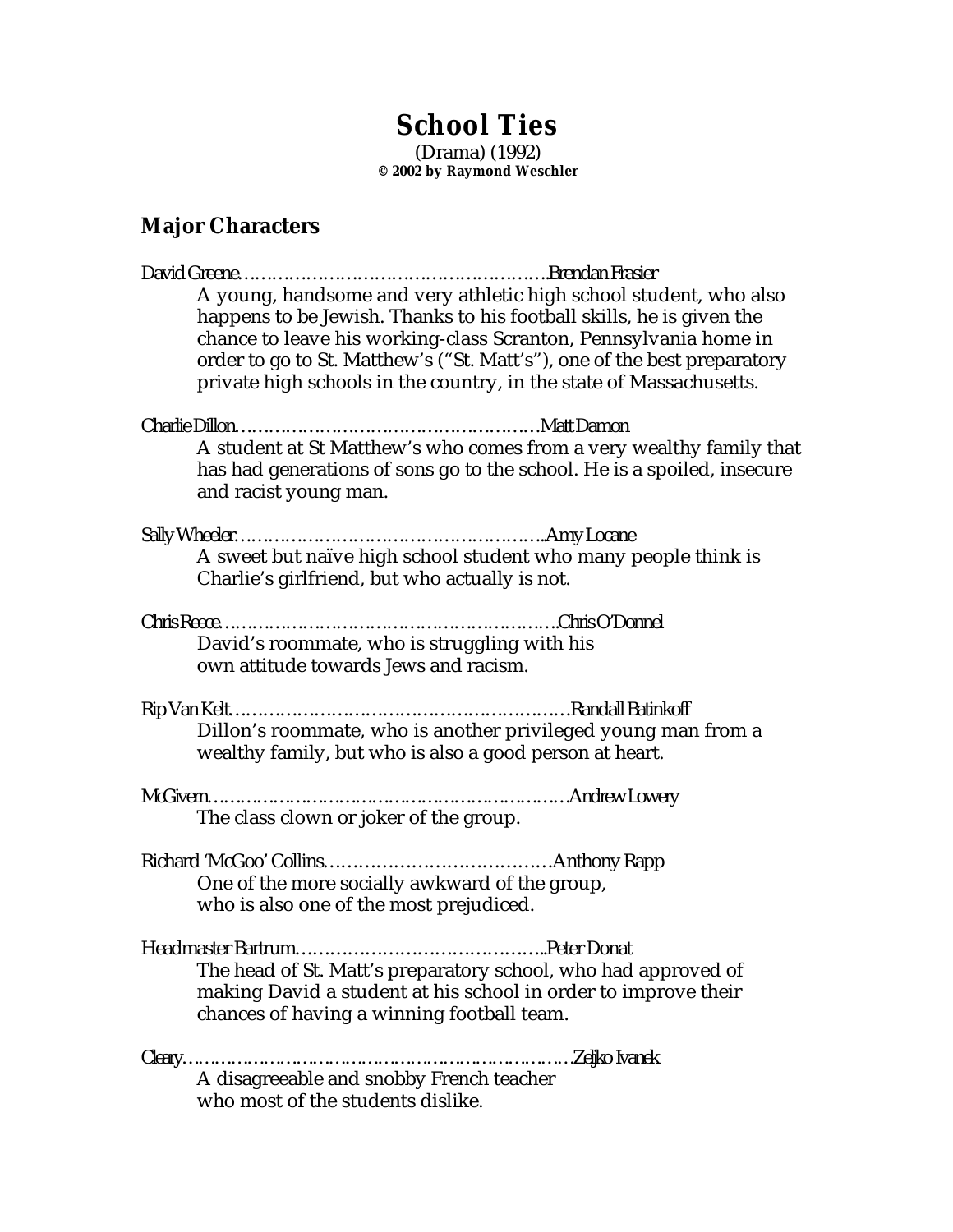# School Ties

(Drama) (1992)
**© 2002 by Raymond Weschler**

## Major Characters

David Greene……………………………………………….Brendan Frasier
A young, handsome and very athletic high school student, who also happens to be Jewish. Thanks to his football skills, he is given the chance to leave his working-class Scranton, Pennsylvania home in order to go to St. Matthew's ("St. Matt's"), one of the best preparatory private high schools in the country, in the state of Massachusetts.

Charlie Dillon……………………………………………….Matt Damon
A student at St Matthew's who comes from a very wealthy family that has had generations of sons go to the school. He is a spoiled, insecure and racist young man.

Sally Wheeler………………………………………………..Amy Locane
A sweet but naïve high school student who many people think is Charlie's girlfriend, but who actually is not.

Chris Reece…………………………………………………..Chris O'Donnel
David's roommate, who is struggling with his own attitude towards Jews and racism.

Rip Van Kelt…………………………………………………..Randall Batinkoff
Dillon's roommate, who is another privileged young man from a wealthy family, but who is also a good person at heart.

McGivern……………………………………………………….Andrew Lowery
The class clown or joker of the group.

Richard 'McGoo' Collins…………………………………Anthony Rapp
One of the more socially awkward of the group, who is also one of the most prejudiced.

Headmaster Bartrum……………………………………..Peter Donat
The head of St. Matt's preparatory school, who had approved of making David a student at his school in order to improve their chances of having a winning football team.

Cleary…………………………………………………………….Zeljko Ivanek
A disagreeable and snobby French teacher who most of the students dislike.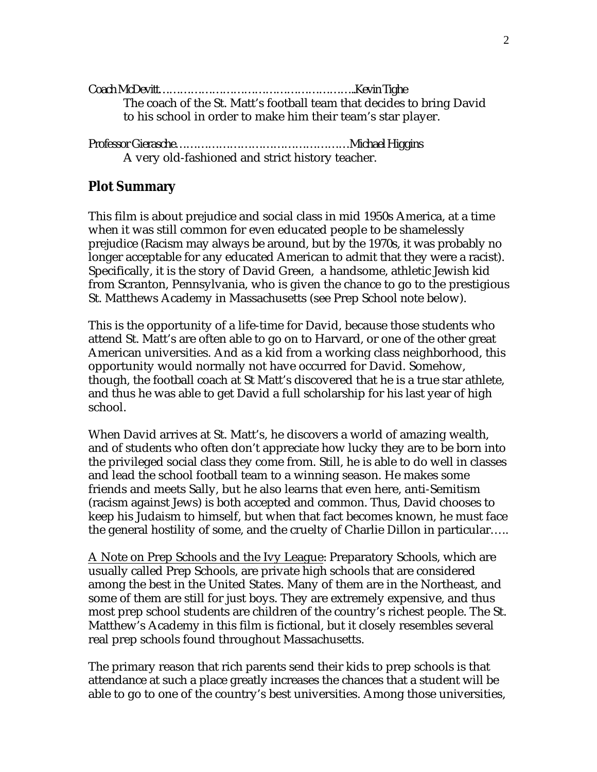Coach McDevitt……………………………………………………..Kevin Tighe

The coach of the St. Matt's football team that decides to bring David to his school in order to make him their team's star player.

Professor Gierasche…………………………………………Michael Higgins

A very old-fashioned and strict history teacher.

## Plot Summary

This film is about prejudice and social class in mid 1950s America, at a time when it was still common for even educated people to be shamelessly prejudice (Racism may always be around, but by the 1970s, it was probably no longer acceptable for any educated American to admit that they were a racist). Specifically, it is the story of David Green, a handsome, athletic Jewish kid from Scranton, Pennsylvania, who is given the chance to go to the prestigious St. Matthews Academy in Massachusetts (see Prep School note below).

This is the opportunity of a life-time for David, because those students who attend St. Matt's are often able to go on to Harvard, or one of the other great American universities. And as a kid from a working class neighborhood, this opportunity would normally not have occurred for David. Somehow, though, the football coach at St Matt's discovered that he is a true star athlete, and thus he was able to get David a full scholarship for his last year of high school.

When David arrives at St. Matt's, he discovers a world of amazing wealth, and of students who often don't appreciate how lucky they are to be born into the privileged social class they come from. Still, he is able to do well in classes and lead the school football team to a winning season. He makes some friends and meets Sally, but he also learns that even here, anti-Semitism (racism against Jews) is both accepted and common. Thus, David chooses to keep his Judaism to himself, but when that fact becomes known, he must face the general hostility of some, and the cruelty of Charlie Dillon in particular…..

A Note on Prep Schools and the Ivy League: Preparatory Schools, which are usually called Prep Schools, are private high schools that are considered among the best in the United States. Many of them are in the Northeast, and some of them are still for just boys. They are extremely expensive, and thus most prep school students are children of the country's richest people. The St. Matthew's Academy in this film is fictional, but it closely resembles several real prep schools found throughout Massachusetts.

The primary reason that rich parents send their kids to prep schools is that attendance at such a place greatly increases the chances that a student will be able to go to one of the country's best universities. Among those universities,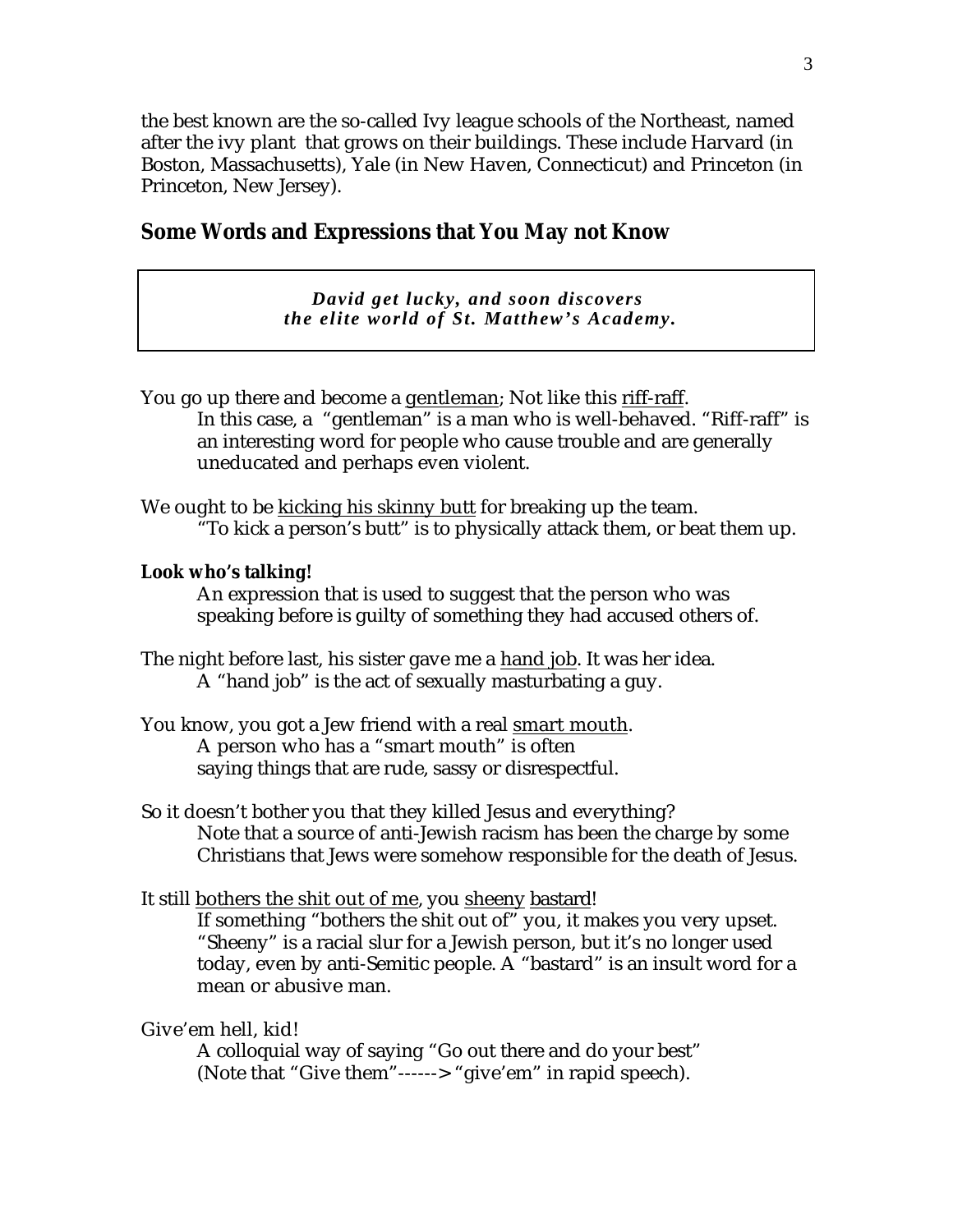the best known are the so-called Ivy league schools of the Northeast, named after the ivy plant that grows on their buildings. These include Harvard (in Boston, Massachusetts), Yale (in New Haven, Connecticut) and Princeton (in Princeton, New Jersey).

## Some Words and Expressions that You May not Know

> ***David get lucky, and soon discovers the elite world of St. Matthew's Academy.***

You go up there and become a <u>gentleman</u>; Not like this <u>riff-raff</u>.

> In this case, a "gentleman" is a man who is well-behaved. "Riff-raff" is an interesting word for people who cause trouble and are generally uneducated and perhaps even violent.

We ought to be <u>kicking his skinny butt</u> for breaking up the team.

> "To kick a person's butt" is to physically attack them, or beat them up.

**Look who's talking!**

> An expression that is used to suggest that the person who was speaking before is guilty of something they had accused others of.

The night before last, his sister gave me a <u>hand job</u>. It was her idea.

> A "hand job" is the act of sexually masturbating a guy.

You know, you got a Jew friend with a real <u>smart mouth</u>.

> A person who has a "smart mouth" is often saying things that are rude, sassy or disrespectful.

So it doesn't bother you that they killed Jesus and everything?

> Note that a source of anti-Jewish racism has been the charge by some Christians that Jews were somehow responsible for the death of Jesus.

It still <u>bothers the shit out of me</u>, you <u>sheeny</u> <u>bastard</u>!

> If something "bothers the shit out of" you, it makes you very upset. "Sheeny" is a racial slur for a Jewish person, but it's no longer used today, even by anti-Semitic people. A "bastard" is an insult word for a mean or abusive man.

Give'em hell, kid!

> A colloquial way of saying "Go out there and do your best" (Note that "Give them"------> "give'em" in rapid speech).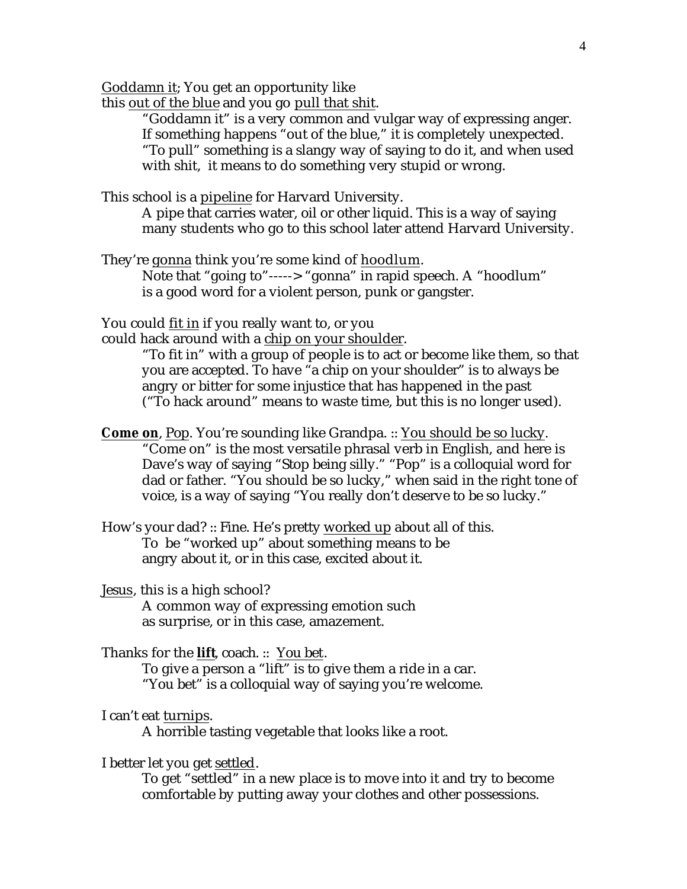<u>Goddamn it</u>; You get an opportunity like
this <u>out of the blue</u> and you go <u>pull that shit</u>.

> "Goddamn it" is a very common and vulgar way of expressing anger. If something happens "out of the blue," it is completely unexpected. "To pull" something is a slangy way of saying to do it, and when used with shit, it means to do something very stupid or wrong.

This school is a <u>pipeline</u> for Harvard University.

> A pipe that carries water, oil or other liquid. This is a way of saying many students who go to this school later attend Harvard University.

They're <u>gonna</u> think you're some kind of <u>hoodlum</u>.

> Note that "going to"-----> "gonna" in rapid speech. A "hoodlum" is a good word for a violent person, punk or gangster.

You could <u>fit in</u> if you really want to, or you
could hack around with a <u>chip on your shoulder</u>.

> "To fit in" with a group of people is to act or become like them, so that you are accepted. To have "a chip on your shoulder" is to always be angry or bitter for some injustice that has happened in the past ("To hack around" means to waste time, but this is no longer used).

**<u>Come on</u>**, <u>Pop</u>. You're sounding like Grandpa. :: <u>You should be so lucky</u>.

> "Come on" is the most versatile phrasal verb in English, and here is Dave's way of saying "Stop being silly." "Pop" is a colloquial word for dad or father. "You should be so lucky," when said in the right tone of voice, is a way of saying "You really don't deserve to be so lucky."

How's your dad? :: Fine. He's pretty <u>worked up</u> about all of this.

> To be "worked up" about something means to be angry about it, or in this case, excited about it.

<u>Jesus</u>, this is a high school?

> A common way of expressing emotion such as surprise, or in this case, amazement.

Thanks for the **<u>lift</u>**, coach. :: <u>You bet</u>.

> To give a person a "lift" is to give them a ride in a car. "You bet" is a colloquial way of saying you're welcome.

I can't eat <u>turnips</u>.

> A horrible tasting vegetable that looks like a root.

I better let you get <u>settled</u>.

> To get "settled" in a new place is to move into it and try to become comfortable by putting away your clothes and other possessions.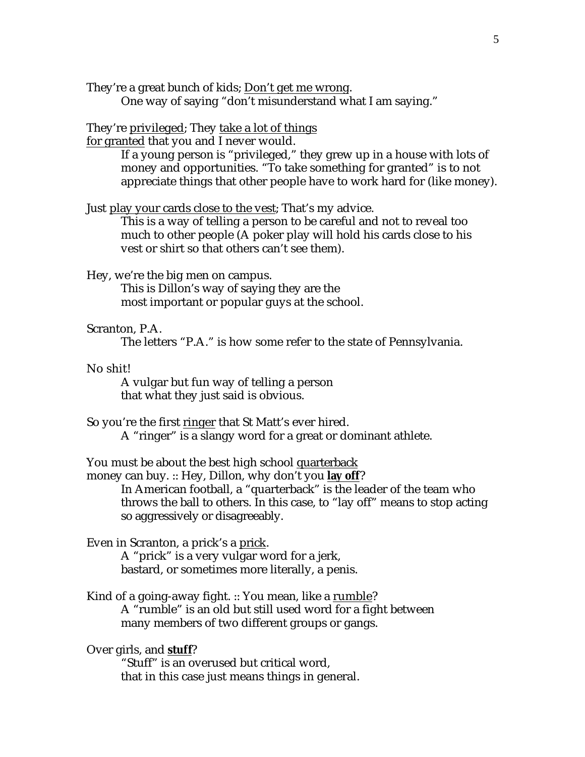They're a great bunch of kids; <u>Don't get me wrong</u>.

One way of saying "don't misunderstand what I am saying."

They're <u>privileged</u>; They <u>take a lot of things for granted</u> that you and I never would.

If a young person is "privileged," they grew up in a house with lots of money and opportunities. "To take something for granted" is to not appreciate things that other people have to work hard for (like money).

Just <u>play your cards close to the vest</u>; That's my advice.

This is a way of telling a person to be careful and not to reveal too much to other people (A poker play will hold his cards close to his vest or shirt so that others can't see them).

Hey, we're the big men on campus.

This is Dillon's way of saying they are the most important or popular guys at the school.

Scranton, P.A.

The letters "P.A." is how some refer to the state of Pennsylvania.

No shit!

A vulgar but fun way of telling a person that what they just said is obvious.

So you're the first <u>ringer</u> that St Matt's ever hired.

A "ringer" is a slangy word for a great or dominant athlete.

You must be about the best high school <u>quarterback</u> money can buy. :: Hey, Dillon, why don't you <u>**lay off**</u>?

In American football, a "quarterback" is the leader of the team who throws the ball to others. In this case, to "lay off" means to stop acting so aggressively or disagreeably.

Even in Scranton, a prick's a <u>prick</u>.

A "prick" is a very vulgar word for a jerk, bastard, or sometimes more literally, a penis.

Kind of a going-away fight. :: You mean, like a <u>rumble</u>?

A "rumble" is an old but still used word for a fight between many members of two different groups or gangs.

Over girls, and <u>**stuff**</u>?

"Stuff" is an overused but critical word, that in this case just means things in general.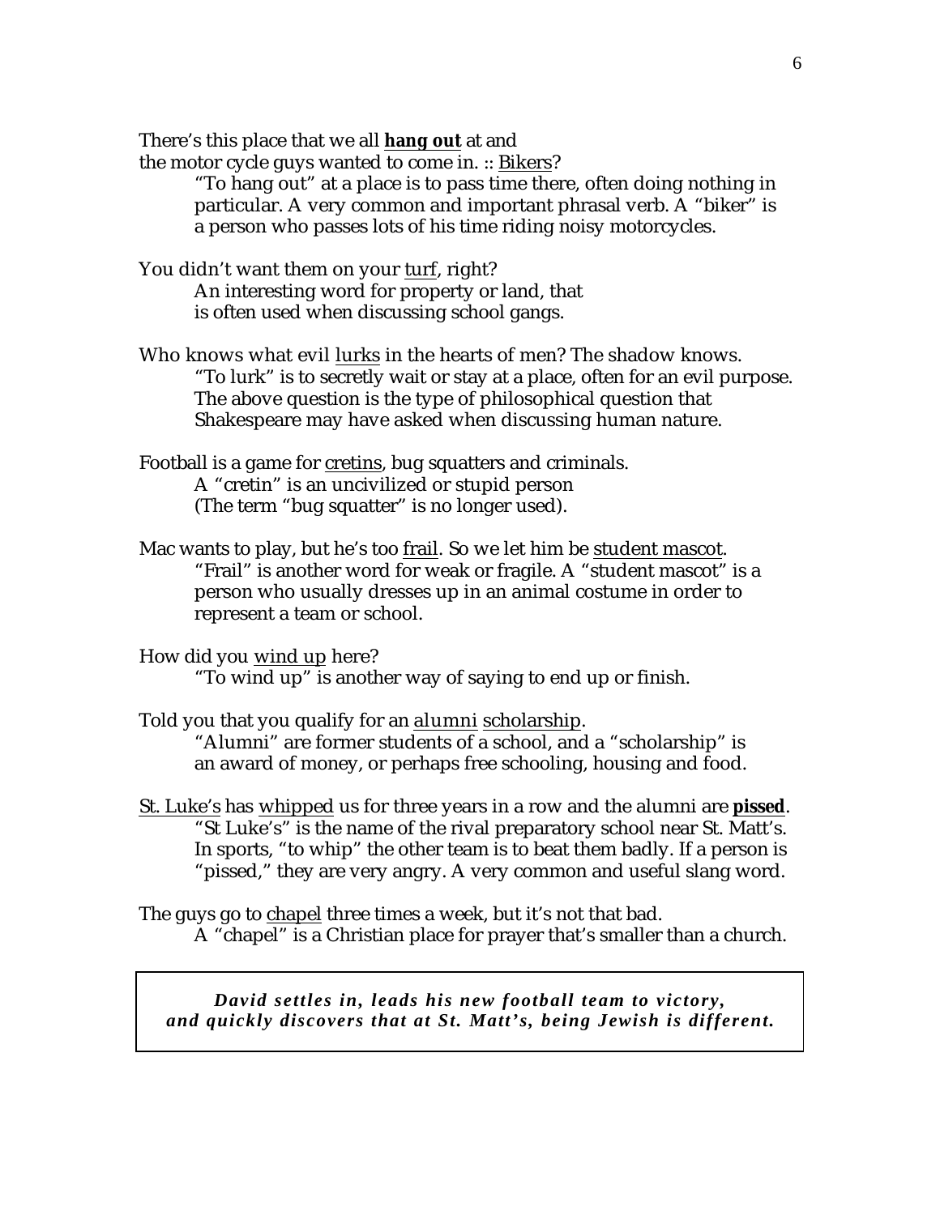There's this place that we all **<u>hang out</u>** at and
the motor cycle guys wanted to come in. :: <u>Bikers</u>?

> "To hang out" at a place is to pass time there, often doing nothing in particular. A very common and important phrasal verb. A "biker" is a person who passes lots of his time riding noisy motorcycles.

You didn't want them on your <u>turf</u>, right?

> An interesting word for property or land, that is often used when discussing school gangs.

Who knows what evil <u>lurks</u> in the hearts of men? The shadow knows.

> "To lurk" is to secretly wait or stay at a place, often for an evil purpose. The above question is the type of philosophical question that Shakespeare may have asked when discussing human nature.

Football is a game for <u>cretins</u>, bug squatters and criminals.

> A "cretin" is an uncivilized or stupid person (The term "bug squatter" is no longer used).

Mac wants to play, but he's too <u>frail</u>. So we let him be <u>student mascot</u>.

> "Frail" is another word for weak or fragile. A "student mascot" is a person who usually dresses up in an animal costume in order to represent a team or school.

How did you <u>wind up</u> here?

> "To wind up" is another way of saying to end up or finish.

Told you that you qualify for an <u>alumni</u> <u>scholarship</u>.

> "Alumni" are former students of a school, and a "scholarship" is an award of money, or perhaps free schooling, housing and food.

<u>St. Luke's</u> has <u>whipped</u> us for three years in a row and the alumni are **<u>pissed</u>**.

> "St Luke's" is the name of the rival preparatory school near St. Matt's. In sports, "to whip" the other team is to beat them badly. If a person is "pissed," they are very angry. A very common and useful slang word.

The guys go to <u>chapel</u> three times a week, but it's not that bad.

> A "chapel" is a Christian place for prayer that's smaller than a church.

***David settles in, leads his new football team to victory, and quickly discovers that at St. Matt's, being Jewish is different.***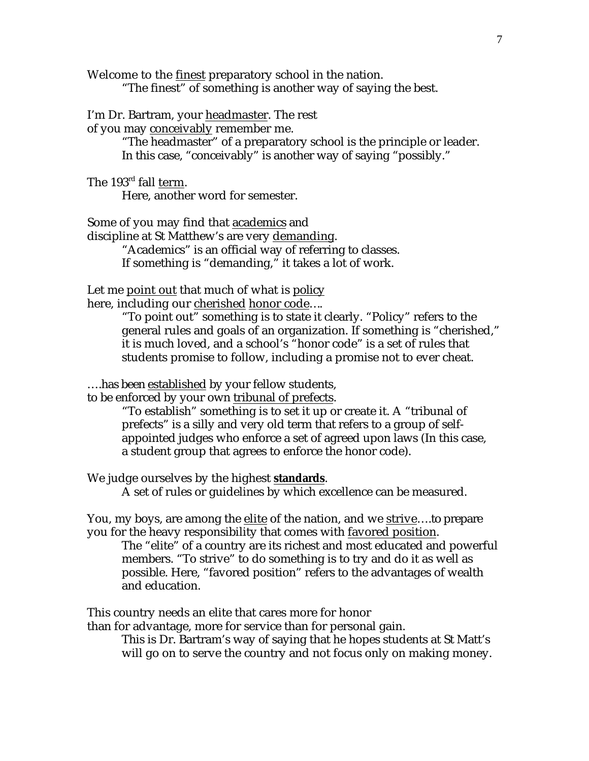Welcome to the <u>finest</u> preparatory school in the nation.

> "The finest" of something is another way of saying the best.

I'm Dr. Bartram, your <u>headmaster</u>. The rest
of you may <u>conceivably</u> remember me.

> "The headmaster" of a preparatory school is the principle or leader.
> In this case, "conceivably" is another way of saying "possibly."

The 193rd fall <u>term</u>.

> Here, another word for semester.

Some of you may find that <u>academics</u> and
discipline at St Matthew's are very <u>demanding</u>.

> "Academics" is an official way of referring to classes.
> If something is "demanding," it takes a lot of work.

Let me <u>point out</u> that much of what is <u>policy</u>
here, including our <u>cherished</u> <u>honor code</u>….

> "To point out" something is to state it clearly. "Policy" refers to the general rules and goals of an organization. If something is "cherished," it is much loved, and a school's "honor code" is a set of rules that students promise to follow, including a promise not to ever cheat.

….has been <u>established</u> by your fellow students,
to be enforced by your own <u>tribunal of prefects</u>.

> "To establish" something is to set it up or create it. A "tribunal of prefects" is a silly and very old term that refers to a group of self-appointed judges who enforce a set of agreed upon laws (In this case, a student group that agrees to enforce the honor code).

We judge ourselves by the highest <u>**standards**</u>.

> A set of rules or guidelines by which excellence can be measured.

You, my boys, are among the <u>elite</u> of the nation, and we <u>strive</u>….to prepare you for the heavy responsibility that comes with <u>favored position</u>.

> The "elite" of a country are its richest and most educated and powerful members. "To strive" to do something is to try and do it as well as possible. Here, "favored position" refers to the advantages of wealth and education.

This country needs an elite that cares more for honor
than for advantage, more for service than for personal gain.

> This is Dr. Bartram's way of saying that he hopes students at St Matt's will go on to serve the country and not focus only on making money.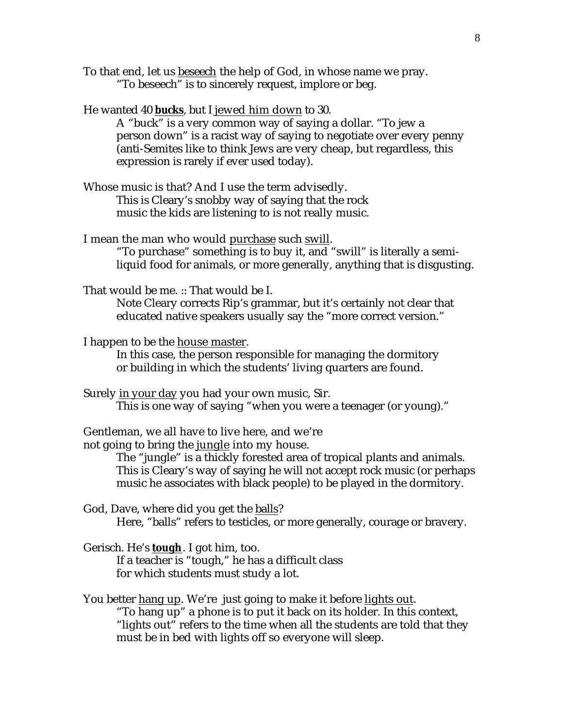To that end, let us <u>beseech</u> the help of God, in whose name we pray.

> "To beseech" is to sincerely request, implore or beg.

He wanted 40 **<u>bucks</u>**, but I <u>jewed him down</u> to 30.

> A "buck" is a very common way of saying a dollar. "To jew a person down" is a racist way of saying to negotiate over every penny (anti-Semites like to think Jews are very cheap, but regardless, this expression is rarely if ever used today).

Whose music is that? And I use the term advisedly.

> This is Cleary's snobby way of saying that the rock music the kids are listening to is not really music.

I mean the man who would <u>purchase</u> such <u>swill</u>.

> "To purchase" something is to buy it, and "swill" is literally a semi-liquid food for animals, or more generally, anything that is disgusting.

That would be me. :: That would be I.

> Note Cleary corrects Rip's grammar, but it's certainly not clear that educated native speakers usually say the "more correct version."

I happen to be the <u>house master</u>.

> In this case, the person responsible for managing the dormitory or building in which the students' living quarters are found.

Surely <u>in your day</u> you had your own music, Sir.

> This is one way of saying "when you were a teenager (or young)."

Gentleman, we all have to live here, and we're not going to bring the <u>jungle</u> into my house.

> The "jungle" is a thickly forested area of tropical plants and animals. This is Cleary's way of saying he will not accept rock music (or perhaps music he associates with black people) to be played in the dormitory.

God, Dave, where did you get the <u>balls</u>?

> Here, "balls" refers to testicles, or more generally, courage or bravery.

Gerisch. He's **<u>tough</u>**. I got him, too.

> If a teacher is "tough," he has a difficult class for which students must study a lot.

You better <u>hang up</u>. We're just going to make it before <u>lights out</u>.

> "To hang up" a phone is to put it back on its holder. In this context, "lights out" refers to the time when all the students are told that they must be in bed with lights off so everyone will sleep.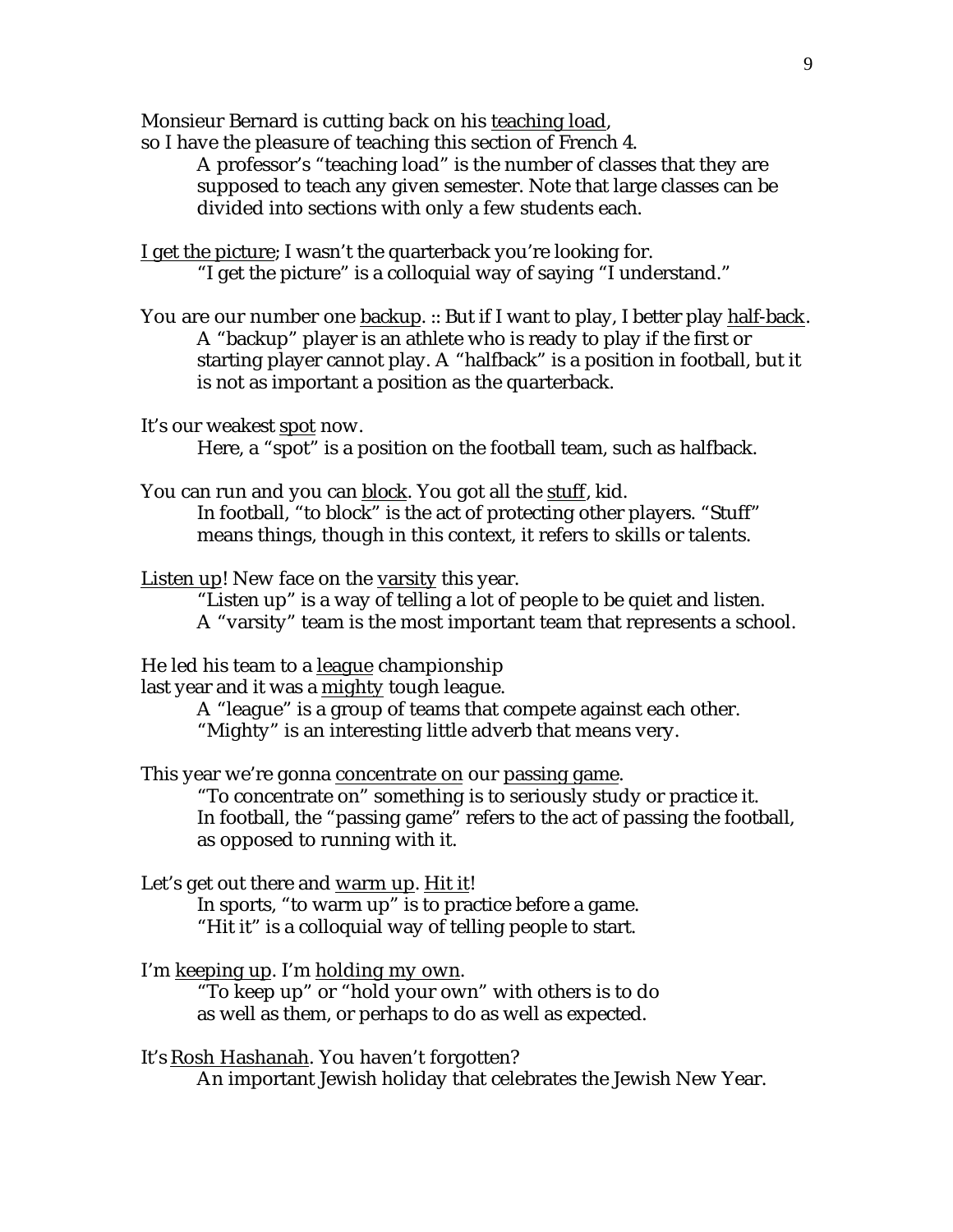Monsieur Bernard is cutting back on his <u>teaching load</u>,
so I have the pleasure of teaching this section of French 4.

> A professor's "teaching load" is the number of classes that they are supposed to teach any given semester. Note that large classes can be divided into sections with only a few students each.

<u>I get the picture</u>; I wasn't the quarterback you're looking for.

> "I get the picture" is a colloquial way of saying "I understand."

You are our number one <u>backup</u>. :: But if I want to play, I better play <u>half-back</u>.

> A "backup" player is an athlete who is ready to play if the first or starting player cannot play. A "halfback" is a position in football, but it is not as important a position as the quarterback.

It's our weakest <u>spot</u> now.

> Here, a "spot" is a position on the football team, such as halfback.

You can run and you can <u>block</u>. You got all the <u>stuff</u>, kid.

> In football, "to block" is the act of protecting other players. "Stuff" means things, though in this context, it refers to skills or talents.

<u>Listen up</u>! New face on the <u>varsity</u> this year.

> "Listen up" is a way of telling a lot of people to be quiet and listen.
> A "varsity" team is the most important team that represents a school.

He led his team to a <u>league</u> championship
last year and it was a <u>mighty</u> tough league.

> A "league" is a group of teams that compete against each other.
> "Mighty" is an interesting little adverb that means very.

This year we're gonna <u>concentrate on</u> our <u>passing game</u>.

> "To concentrate on" something is to seriously study or practice it.
> In football, the "passing game" refers to the act of passing the football, as opposed to running with it.

Let's get out there and <u>warm up</u>. <u>Hit it</u>!

> In sports, "to warm up" is to practice before a game.
> "Hit it" is a colloquial way of telling people to start.

I'm <u>keeping up</u>. I'm <u>holding my own</u>.

> "To keep up" or "hold your own" with others is to do as well as them, or perhaps to do as well as expected.

It's <u>Rosh Hashanah</u>. You haven't forgotten?

> An important Jewish holiday that celebrates the Jewish New Year.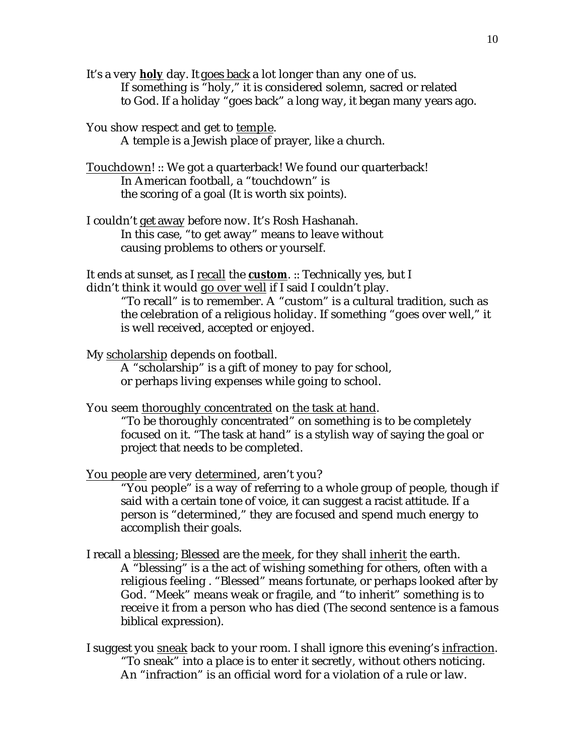It's a very **holy** day. It goes back a lot longer than any one of us.

> If something is "holy," it is considered solemn, sacred or related to God. If a holiday "goes back" a long way, it began many years ago.

You show respect and get to temple.

> A temple is a Jewish place of prayer, like a church.

Touchdown! :: We got a quarterback! We found our quarterback!

> In American football, a "touchdown" is the scoring of a goal (It is worth six points).

I couldn't get away before now. It's Rosh Hashanah.

> In this case, "to get away" means to leave without causing problems to others or yourself.

It ends at sunset, as I recall the **custom**. :: Technically yes, but I didn't think it would go over well if I said I couldn't play.

> "To recall" is to remember. A "custom" is a cultural tradition, such as the celebration of a religious holiday. If something "goes over well," it is well received, accepted or enjoyed.

My scholarship depends on football.

> A "scholarship" is a gift of money to pay for school, or perhaps living expenses while going to school.

You seem thoroughly concentrated on the task at hand.

> "To be thoroughly concentrated" on something is to be completely focused on it. "The task at hand" is a stylish way of saying the goal or project that needs to be completed.

You people are very determined, aren't you?

> "You people" is a way of referring to a whole group of people, though if said with a certain tone of voice, it can suggest a racist attitude. If a person is "determined," they are focused and spend much energy to accomplish their goals.

I recall a blessing; Blessed are the meek, for they shall inherit the earth.

> A "blessing" is a the act of wishing something for others, often with a religious feeling . "Blessed" means fortunate, or perhaps looked after by God. "Meek" means weak or fragile, and "to inherit" something is to receive it from a person who has died (The second sentence is a famous biblical expression).

I suggest you sneak back to your room. I shall ignore this evening's infraction.

> "To sneak" into a place is to enter it secretly, without others noticing. An "infraction" is an official word for a violation of a rule or law.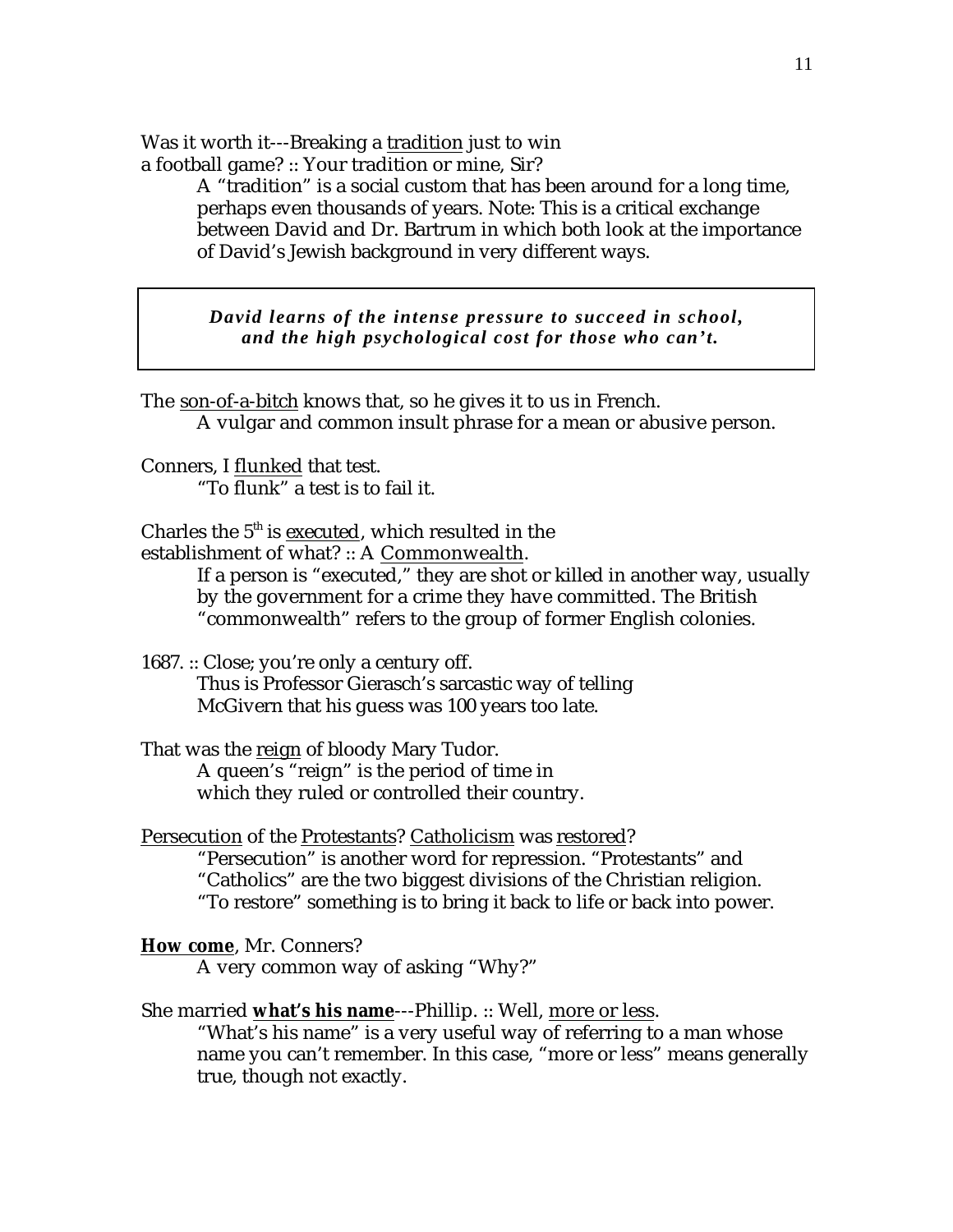Was it worth it---Breaking a <u>tradition</u> just to win a football game? :: Your tradition or mine, Sir?

> A "tradition" is a social custom that has been around for a long time, perhaps even thousands of years. Note: This is a critical exchange between David and Dr. Bartrum in which both look at the importance of David's Jewish background in very different ways.

***David learns of the intense pressure to succeed in school, and the high psychological cost for those who can't.***

The <u>son-of-a-bitch</u> knows that, so he gives it to us in French.

> A vulgar and common insult phrase for a mean or abusive person.

Conners, I <u>flunked</u> that test.

> "To flunk" a test is to fail it.

Charles the 5th is <u>executed</u>, which resulted in the establishment of what? :: A <u>Commonwealth</u>.

> If a person is "executed," they are shot or killed in another way, usually by the government for a crime they have committed. The British "commonwealth" refers to the group of former English colonies.

1687. :: Close; you're only a century off.

> Thus is Professor Gierasch's sarcastic way of telling McGivern that his guess was 100 years too late.

That was the <u>reign</u> of bloody Mary Tudor.

> A queen's "reign" is the period of time in which they ruled or controlled their country.

<u>Persecution</u> of the <u>Protestants</u>? <u>Catholicism</u> was <u>restored</u>?

> "Persecution" is another word for repression. "Protestants" and "Catholics" are the two biggest divisions of the Christian religion. "To restore" something is to bring it back to life or back into power.

<u>**How come**</u>, Mr. Conners?

> A very common way of asking "Why?"

She married <u>**what's his name**</u>---Phillip. :: Well, <u>more or less</u>.

> "What's his name" is a very useful way of referring to a man whose name you can't remember. In this case, "more or less" means generally true, though not exactly.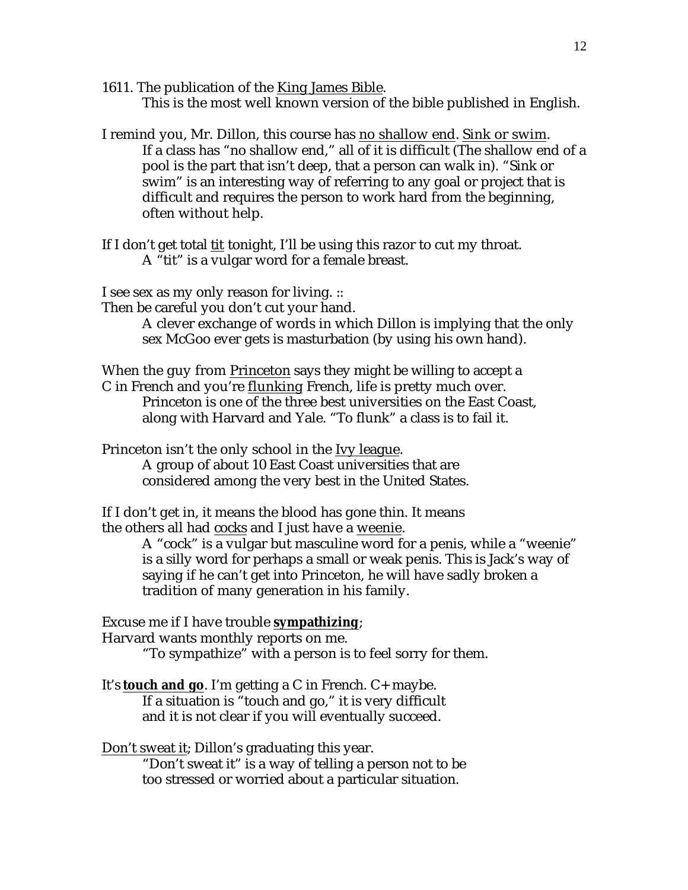1611. The publication of the <u>King James Bible</u>.

> This is the most well known version of the bible published in English.

I remind you, Mr. Dillon, this course has <u>no shallow end</u>. <u>Sink or swim</u>.

> If a class has "no shallow end," all of it is difficult (The shallow end of a pool is the part that isn't deep, that a person can walk in). "Sink or swim" is an interesting way of referring to any goal or project that is difficult and requires the person to work hard from the beginning, often without help.

If I don't get total <u>tit</u> tonight, I'll be using this razor to cut my throat.

> A "tit" is a vulgar word for a female breast.

I see sex as my only reason for living. ::
Then be careful you don't cut your hand.

> A clever exchange of words in which Dillon is implying that the only sex McGoo ever gets is masturbation (by using his own hand).

When the guy from <u>Princeton</u> says they might be willing to accept a C in French and you're <u>flunking</u> French, life is pretty much over.

> Princeton is one of the three best universities on the East Coast, along with Harvard and Yale. "To flunk" a class is to fail it.

Princeton isn't the only school in the <u>Ivy league</u>.

> A group of about 10 East Coast universities that are considered among the very best in the United States.

If I don't get in, it means the blood has gone thin. It means the others all had <u>cocks</u> and I just have a <u>weenie</u>.

> A "cock" is a vulgar but masculine word for a penis, while a "weenie" is a silly word for perhaps a small or weak penis. This is Jack's way of saying if he can't get into Princeton, he will have sadly broken a tradition of many generation in his family.

Excuse me if I have trouble **<u>sympathizing</u>**;
Harvard wants monthly reports on me.

> "To sympathize" with a person is to feel sorry for them.

It's **<u>touch and go</u>**. I'm getting a C in French. C+ maybe.

> If a situation is "touch and go," it is very difficult and it is not clear if you will eventually succeed.

<u>Don't sweat it</u>; Dillon's graduating this year.

> "Don't sweat it" is a way of telling a person not to be too stressed or worried about a particular situation.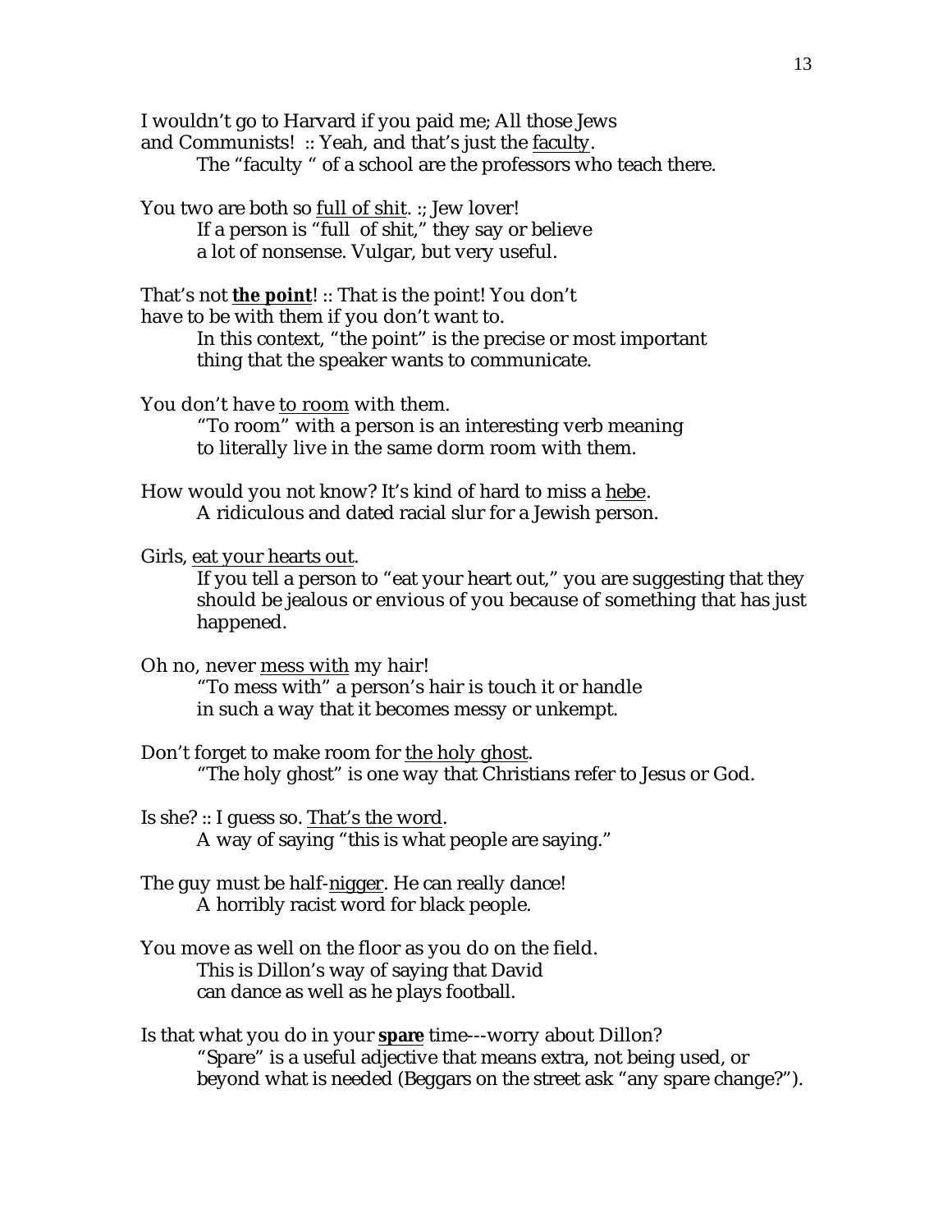I wouldn't go to Harvard if you paid me; All those Jews and Communists! :: Yeah, and that's just the <u>faculty</u>.

> The "faculty " of a school are the professors who teach there.

You two are both so <u>full of shit</u>. :; Jew lover!

> If a person is "full of shit," they say or believe a lot of nonsense. Vulgar, but very useful.

That's not <u>**the point**</u>! :: That is the point! You don't have to be with them if you don't want to.

> In this context, "the point" is the precise or most important thing that the speaker wants to communicate.

You don't have <u>to room</u> with them.

> "To room" with a person is an interesting verb meaning to literally live in the same dorm room with them.

How would you not know? It's kind of hard to miss a <u>hebe</u>.

> A ridiculous and dated racial slur for a Jewish person.

Girls, <u>eat your hearts out</u>.

> If you tell a person to "eat your heart out," you are suggesting that they should be jealous or envious of you because of something that has just happened.

Oh no, never <u>mess with</u> my hair!

> "To mess with" a person's hair is touch it or handle in such a way that it becomes messy or unkempt.

Don't forget to make room for <u>the holy ghost</u>.

> "The holy ghost" is one way that Christians refer to Jesus or God.

Is she? :: I guess so. <u>That's the word</u>.

> A way of saying "this is what people are saying."

The guy must be half-<u>nigger</u>. He can really dance!

> A horribly racist word for black people.

You move as well on the floor as you do on the field.

> This is Dillon's way of saying that David can dance as well as he plays football.

Is that what you do in your <u>**spare**</u> time---worry about Dillon?

> "Spare" is a useful adjective that means extra, not being used, or beyond what is needed (Beggars on the street ask "any spare change?").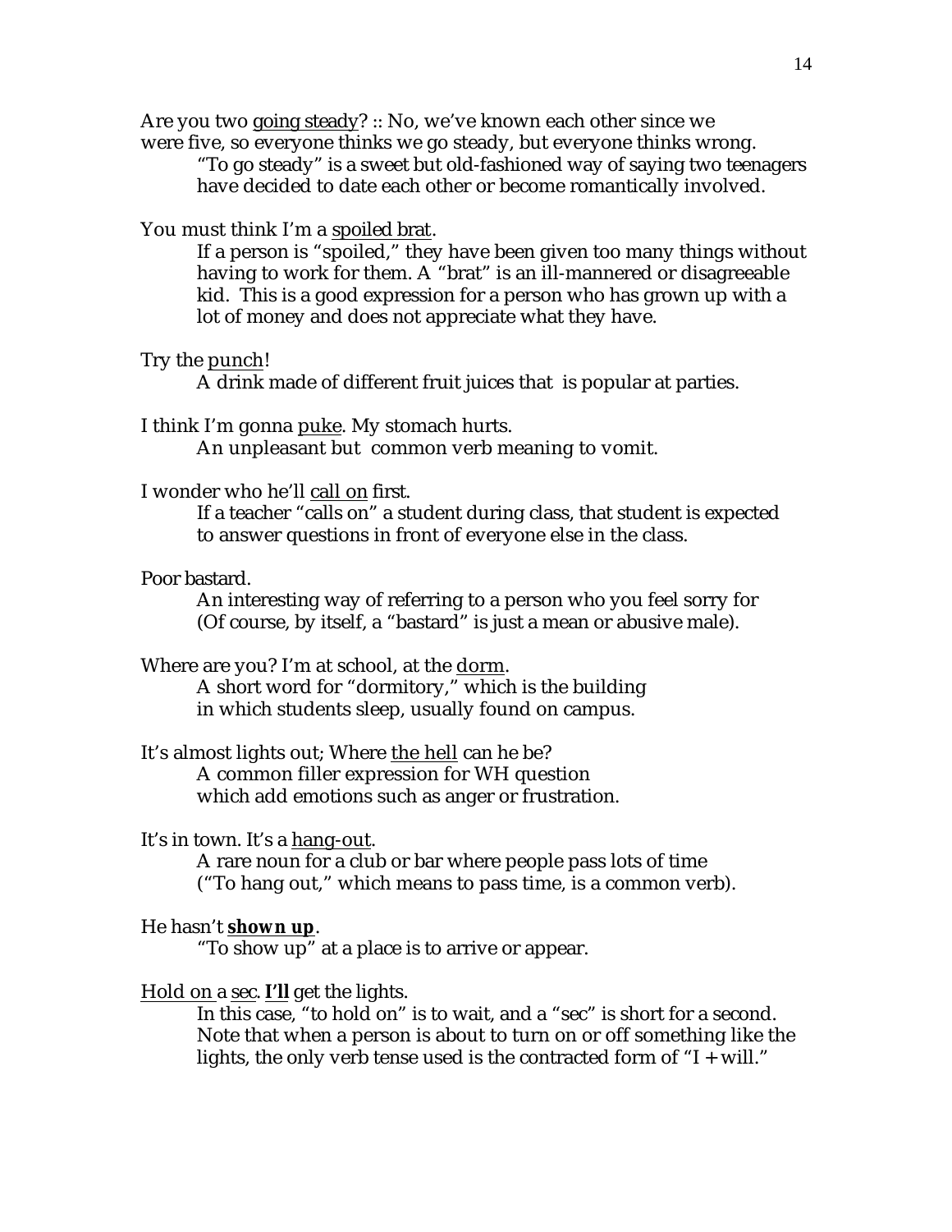Are you two <u>going steady</u>? :: No, we've known each other since we were five, so everyone thinks we go steady, but everyone thinks wrong.

> "To go steady" is a sweet but old-fashioned way of saying two teenagers have decided to date each other or become romantically involved.

You must think I'm a <u>spoiled brat</u>.

> If a person is "spoiled," they have been given too many things without having to work for them. A "brat" is an ill-mannered or disagreeable kid. This is a good expression for a person who has grown up with a lot of money and does not appreciate what they have.

Try the <u>punch</u>!

> A drink made of different fruit juices that is popular at parties.

I think I'm gonna <u>puke</u>. My stomach hurts.

> An unpleasant but common verb meaning to vomit.

I wonder who he'll <u>call on</u> first.

> If a teacher "calls on" a student during class, that student is expected to answer questions in front of everyone else in the class.

Poor bastard.

> An interesting way of referring to a person who you feel sorry for (Of course, by itself, a "bastard" is just a mean or abusive male).

Where are you? I'm at school, at the <u>dorm</u>.

> A short word for "dormitory," which is the building in which students sleep, usually found on campus.

It's almost lights out; Where <u>the hell</u> can he be?

> A common filler expression for WH question which add emotions such as anger or frustration.

It's in town. It's a <u>hang-out</u>.

> A rare noun for a club or bar where people pass lots of time ("To hang out," which means to pass time, is a common verb).

He hasn't <u>**shown up**</u>.

> "To show up" at a place is to arrive or appear.

<u>Hold on</u> a <u>sec</u>. **<u>I'll</u>** get the lights.

> In this case, "to hold on" is to wait, and a "sec" is short for a second. Note that when a person is about to turn on or off something like the lights, the only verb tense used is the contracted form of "I + will."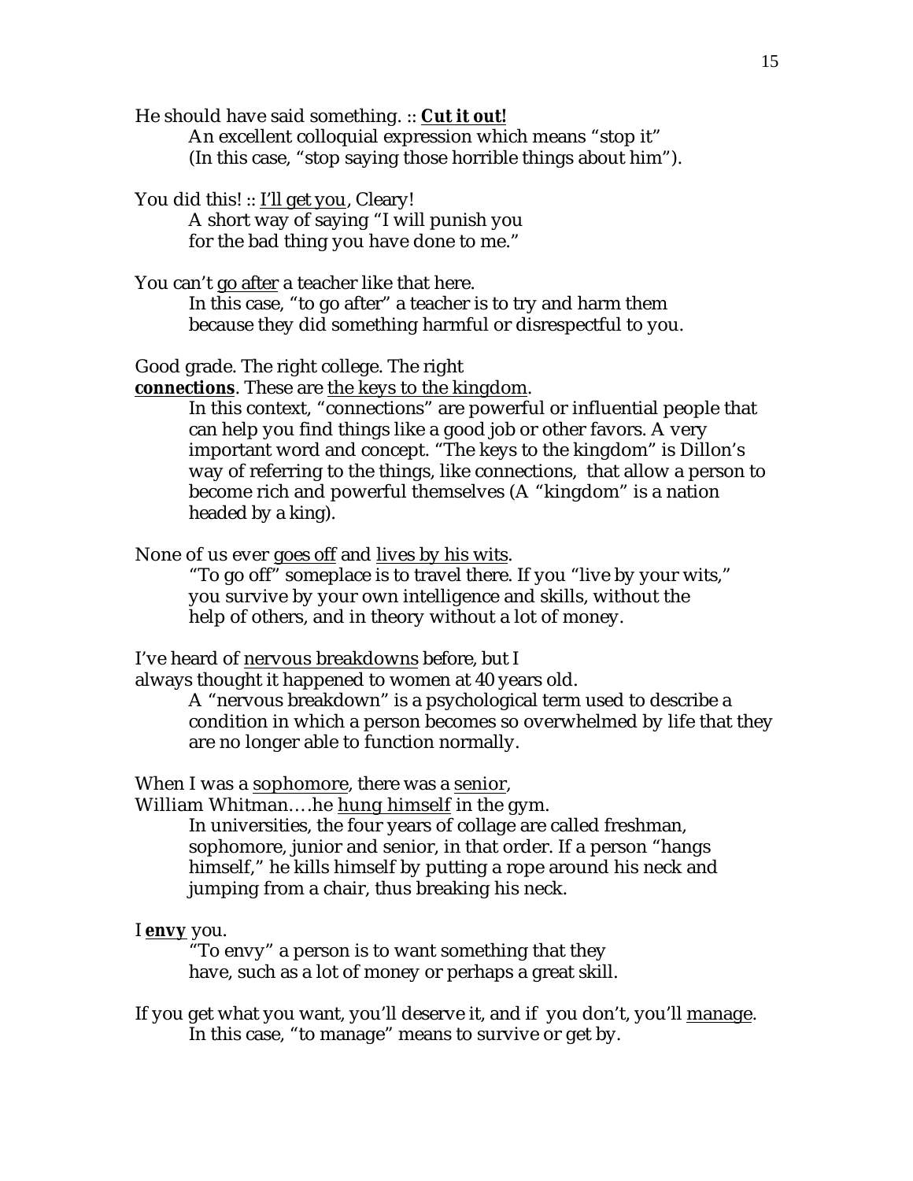He should have said something. :: **<u>Cut it out!</u>**

An excellent colloquial expression which means "stop it" (In this case, "stop saying those horrible things about him").

You did this! :: <u>I'll get you</u>, Cleary!

A short way of saying "I will punish you for the bad thing you have done to me."

You can't <u>go after</u> a teacher like that here.

In this case, "to go after" a teacher is to try and harm them because they did something harmful or disrespectful to you.

Good grade. The right college. The right **<u>connections</u>**. These are <u>the keys to the kingdom</u>.

In this context, "connections" are powerful or influential people that can help you find things like a good job or other favors. A very important word and concept. "The keys to the kingdom" is Dillon's way of referring to the things, like connections, that allow a person to become rich and powerful themselves (A "kingdom" is a nation headed by a king).

None of us ever <u>goes off</u> and <u>lives by his wits</u>.

"To go off" someplace is to travel there. If you "live by your wits," you survive by your own intelligence and skills, without the help of others, and in theory without a lot of money.

I've heard of <u>nervous breakdowns</u> before, but I always thought it happened to women at 40 years old.

A "nervous breakdown" is a psychological term used to describe a condition in which a person becomes so overwhelmed by life that they are no longer able to function normally.

When I was a <u>sophomore</u>, there was a <u>senior</u>, William Whitman….he <u>hung himself</u> in the gym.

In universities, the four years of collage are called freshman, sophomore, junior and senior, in that order. If a person "hangs himself," he kills himself by putting a rope around his neck and jumping from a chair, thus breaking his neck.

I **<u>envy</u>** you.

"To envy" a person is to want something that they have, such as a lot of money or perhaps a great skill.

If you get what you want, you'll deserve it, and if you don't, you'll <u>manage</u>.

In this case, "to manage" means to survive or get by.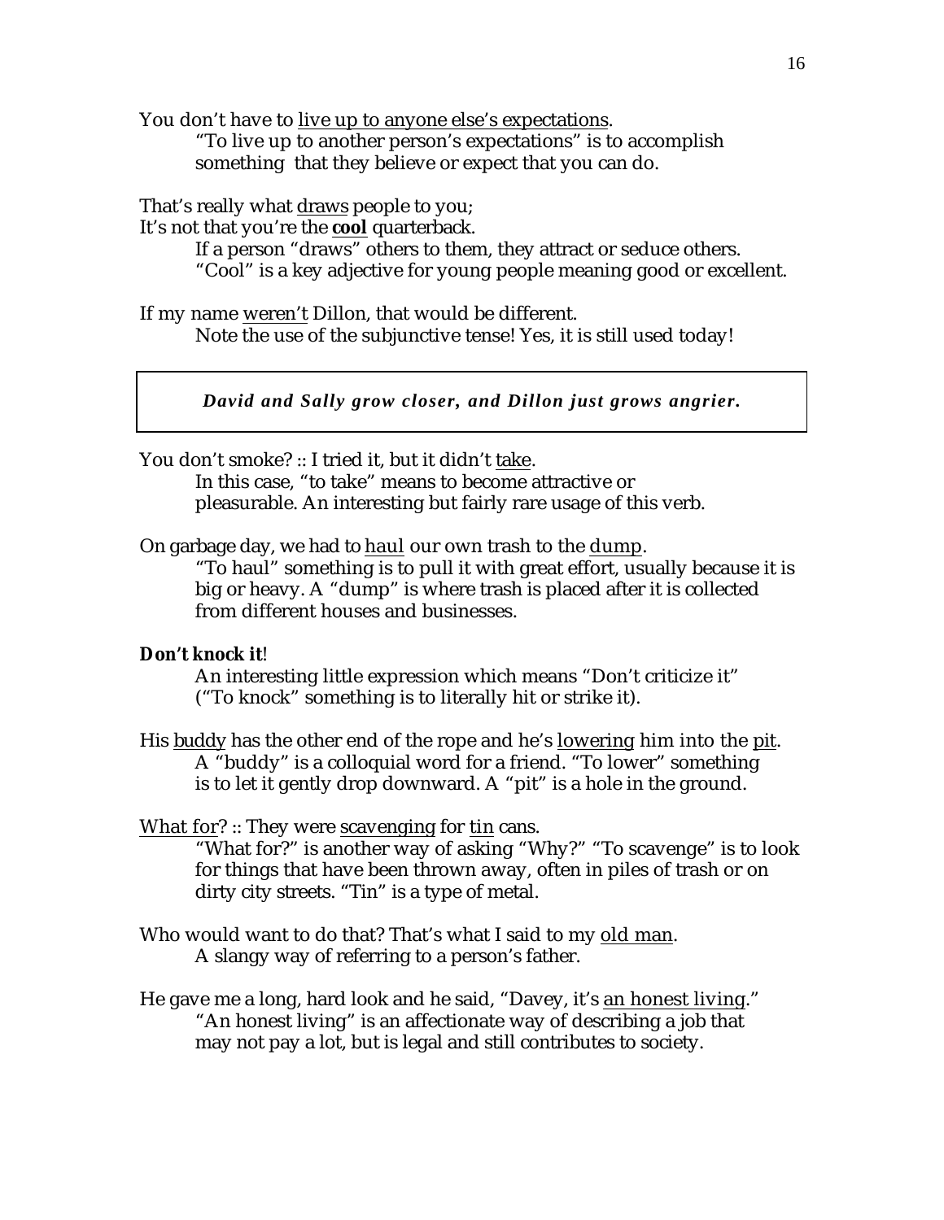You don't have to <u>live up to anyone else's expectations</u>.

> "To live up to another person's expectations" is to accomplish something that they believe or expect that you can do.

That's really what <u>draws</u> people to you;
It's not that you're the **<u>cool</u>** quarterback.

> If a person "draws" others to them, they attract or seduce others.
> "Cool" is a key adjective for young people meaning good or excellent.

If my name <u>weren't</u> Dillon, that would be different.

> Note the use of the subjunctive tense! Yes, it is still used today!

---

***David and Sally grow closer, and Dillon just grows angrier.***

---

You don't smoke? :: I tried it, but it didn't <u>take</u>.

> In this case, "to take" means to become attractive or pleasurable. An interesting but fairly rare usage of this verb.

On garbage day, we had to <u>haul</u> our own trash to the <u>dump</u>.

> "To haul" something is to pull it with great effort, usually because it is big or heavy. A "dump" is where trash is placed after it is collected from different houses and businesses.

***Don't knock it!***

> An interesting little expression which means "Don't criticize it" ("To knock" something is to literally hit or strike it).

His <u>buddy</u> has the other end of the rope and he's <u>lowering</u> him into the <u>pit</u>.

> A "buddy" is a colloquial word for a friend. "To lower" something is to let it gently drop downward. A "pit" is a hole in the ground.

<u>What for</u>? :: They were <u>scavenging</u> for <u>tin</u> cans.

> "What for?" is another way of asking "Why?" "To scavenge" is to look for things that have been thrown away, often in piles of trash or on dirty city streets. "Tin" is a type of metal.

Who would want to do that? That's what I said to my <u>old man</u>.

> A slangy way of referring to a person's father.

He gave me a long, hard look and he said, "Davey, it's <u>an honest living</u>."

> "An honest living" is an affectionate way of describing a job that may not pay a lot, but is legal and still contributes to society.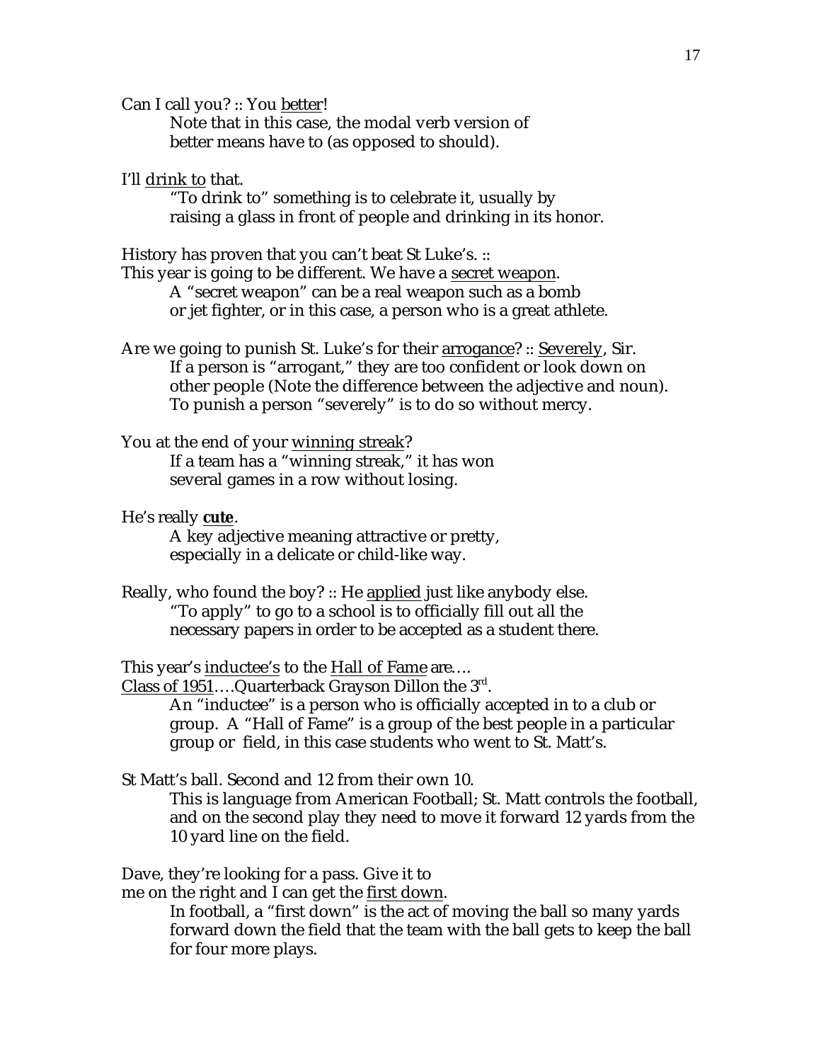Can I call you? :: You <u>better</u>!

Note that in this case, the modal verb version of better means have to (as opposed to should).

I'll <u>drink to</u> that.

"To drink to" something is to celebrate it, usually by raising a glass in front of people and drinking in its honor.

History has proven that you can't beat St Luke's. ::
This year is going to be different. We have a <u>secret weapon</u>.

A "secret weapon" can be a real weapon such as a bomb or jet fighter, or in this case, a person who is a great athlete.

Are we going to punish St. Luke's for their <u>arrogance</u>? :: <u>Severely</u>, Sir.

If a person is "arrogant," they are too confident or look down on other people (Note the difference between the adjective and noun). To punish a person "severely" is to do so without mercy.

You at the end of your <u>winning streak</u>?

If a team has a "winning streak," it has won several games in a row without losing.

He's really <u>**cute**</u>.

A key adjective meaning attractive or pretty, especially in a delicate or child-like way.

Really, who found the boy? :: He <u>applied</u> just like anybody else.

"To apply" to go to a school is to officially fill out all the necessary papers in order to be accepted as a student there.

This year's <u>inductee's</u> to the <u>Hall of Fame</u> are….
<u>Class of 1951</u>….Quarterback Grayson Dillon the 3rd.

An "inductee" is a person who is officially accepted in to a club or group. A "Hall of Fame" is a group of the best people in a particular group or field, in this case students who went to St. Matt's.

St Matt's ball. Second and 12 from their own 10.

This is language from American Football; St. Matt controls the football, and on the second play they need to move it forward 12 yards from the 10 yard line on the field.

Dave, they're looking for a pass. Give it to me on the right and I can get the <u>first down</u>.

In football, a "first down" is the act of moving the ball so many yards forward down the field that the team with the ball gets to keep the ball for four more plays.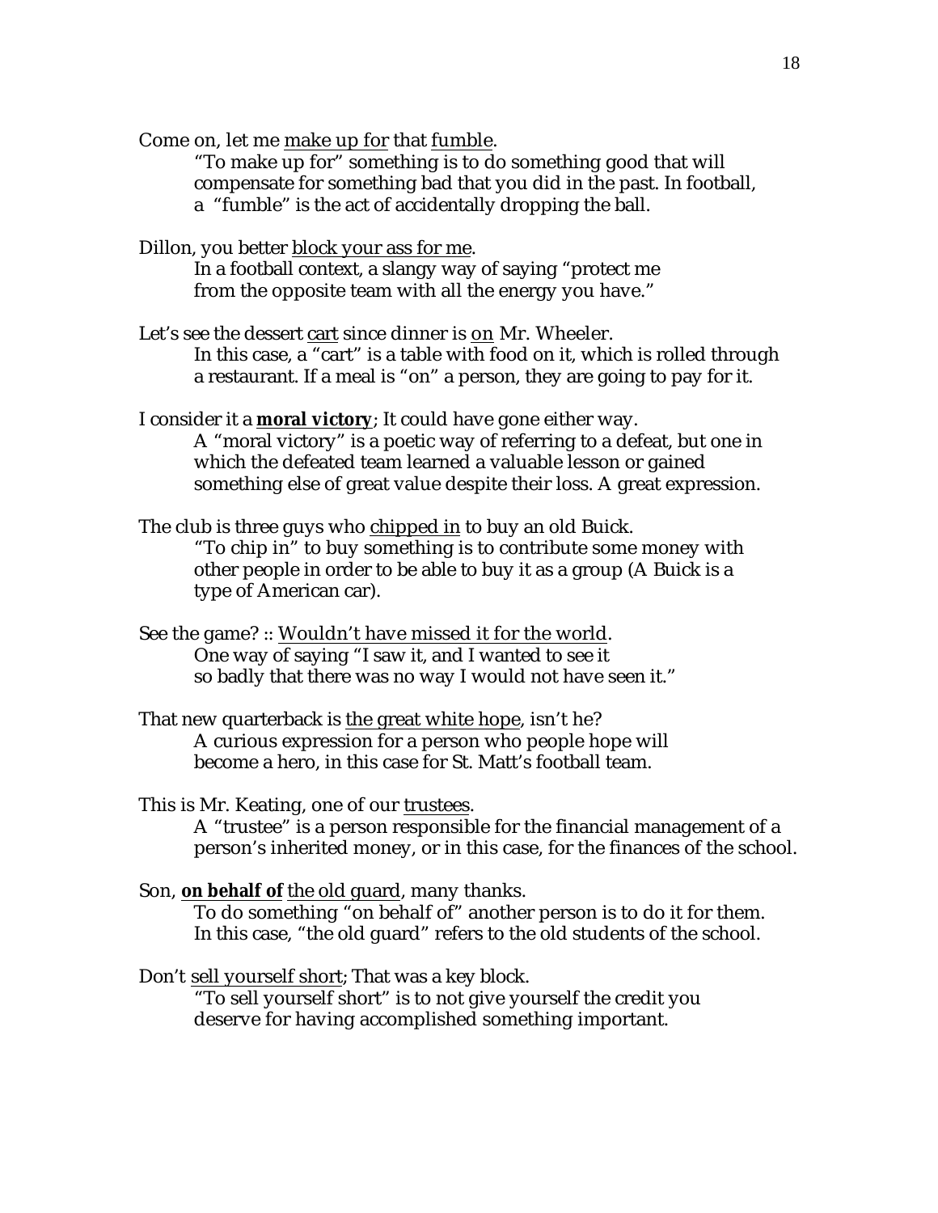Come on, let me <u>make up for</u> that <u>fumble</u>.

> "To make up for" something is to do something good that will compensate for something bad that you did in the past. In football, a "fumble" is the act of accidentally dropping the ball.

Dillon, you better <u>block your ass for me</u>.

> In a football context, a slangy way of saying "protect me from the opposite team with all the energy you have."

Let's see the dessert <u>cart</u> since dinner is <u>on</u> Mr. Wheeler.

> In this case, a "cart" is a table with food on it, which is rolled through a restaurant. If a meal is "on" a person, they are going to pay for it.

I consider it a **<u>moral victory</u>**; It could have gone either way.

> A "moral victory" is a poetic way of referring to a defeat, but one in which the defeated team learned a valuable lesson or gained something else of great value despite their loss. A great expression.

The club is three guys who <u>chipped in</u> to buy an old Buick.

> "To chip in" to buy something is to contribute some money with other people in order to be able to buy it as a group (A Buick is a type of American car).

See the game? :: <u>Wouldn't have missed it for the world</u>.

> One way of saying "I saw it, and I wanted to see it so badly that there was no way I would not have seen it."

That new quarterback is <u>the great white hope</u>, isn't he?

> A curious expression for a person who people hope will become a hero, in this case for St. Matt's football team.

This is Mr. Keating, one of our <u>trustees</u>.

> A "trustee" is a person responsible for the financial management of a person's inherited money, or in this case, for the finances of the school.

Son, **<u>on behalf of</u>** <u>the old guard</u>, many thanks.

> To do something "on behalf of" another person is to do it for them. In this case, "the old guard" refers to the old students of the school.

Don't <u>sell yourself short</u>; That was a key block.

> "To sell yourself short" is to not give yourself the credit you deserve for having accomplished something important.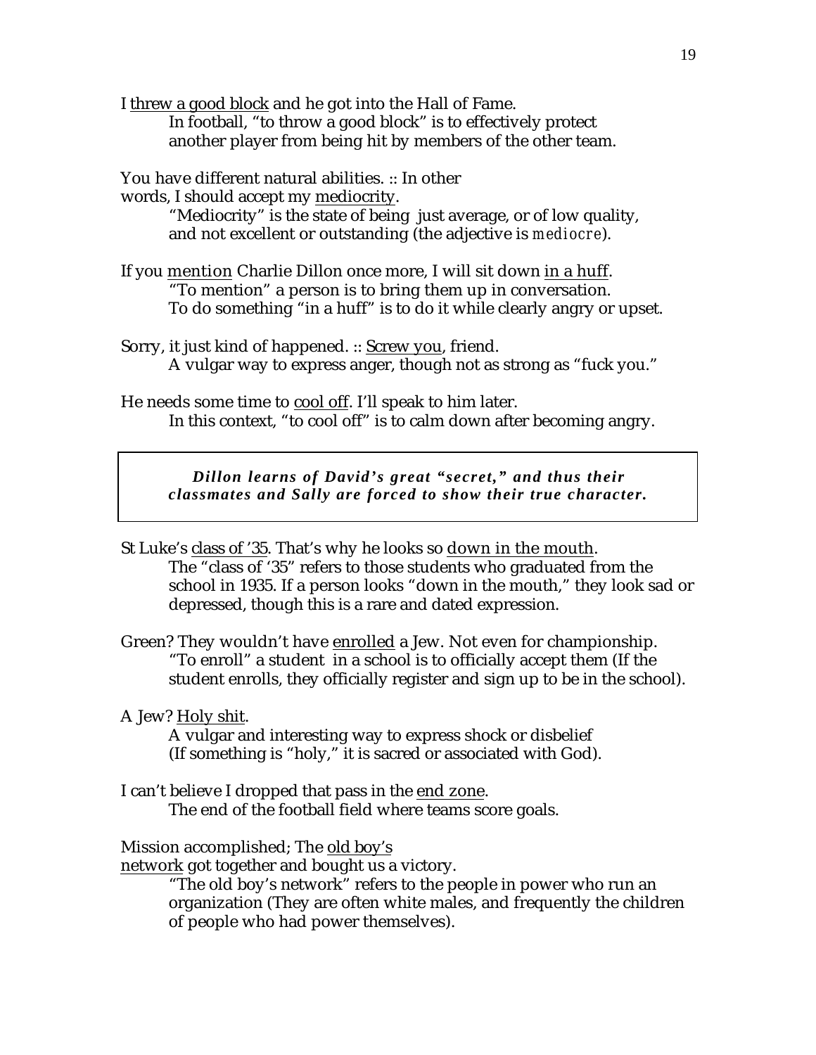I <u>threw a good block</u> and he got into the Hall of Fame.

> In football, "to throw a good block" is to effectively protect another player from being hit by members of the other team.

You have different natural abilities. :: In other words, I should accept my <u>mediocrity</u>.

> "Mediocrity" is the state of being just average, or of low quality, and not excellent or outstanding (the adjective is *mediocre*).

If you <u>mention</u> Charlie Dillon once more, I will sit down <u>in a huff</u>.

> "To mention" a person is to bring them up in conversation. To do something "in a huff" is to do it while clearly angry or upset.

Sorry, it just kind of happened. :: <u>Screw you</u>, friend.

> A vulgar way to express anger, though not as strong as "fuck you."

He needs some time to <u>cool off</u>. I'll speak to him later.

> In this context, "to cool off" is to calm down after becoming angry.

---

***Dillon learns of David's great "secret," and thus their classmates and Sally are forced to show their true character.***

---

St Luke's <u>class of '35</u>. That's why he looks so <u>down in the mouth</u>.

> The "class of '35" refers to those students who graduated from the school in 1935. If a person looks "down in the mouth," they look sad or depressed, though this is a rare and dated expression.

Green? They wouldn't have <u>enrolled</u> a Jew. Not even for championship.

> "To enroll" a student in a school is to officially accept them (If the student enrolls, they officially register and sign up to be in the school).

A Jew? <u>Holy shit</u>.

> A vulgar and interesting way to express shock or disbelief (If something is "holy," it is sacred or associated with God).

I can't believe I dropped that pass in the <u>end zone</u>.

> The end of the football field where teams score goals.

Mission accomplished; The <u>old boy's network</u> got together and bought us a victory.

> "The old boy's network" refers to the people in power who run an organization (They are often white males, and frequently the children of people who had power themselves).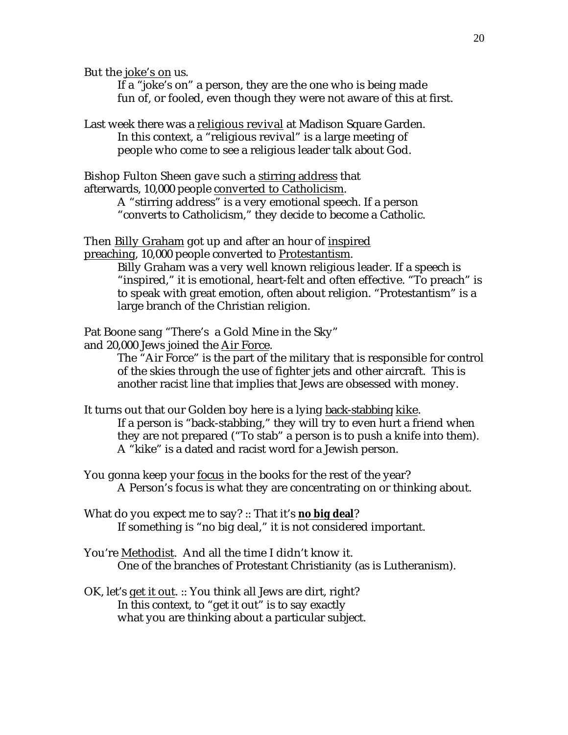But the <u>joke's on</u> us.

> If a "joke's on" a person, they are the one who is being made fun of, or fooled, even though they were not aware of this at first.

Last week there was a <u>religious revival</u> at Madison Square Garden.

> In this context, a "religious revival" is a large meeting of people who come to see a religious leader talk about God.

Bishop Fulton Sheen gave such a <u>stirring address</u> that afterwards, 10,000 people <u>converted to Catholicism</u>.

> A "stirring address" is a very emotional speech. If a person "converts to Catholicism," they decide to become a Catholic.

Then <u>Billy Graham</u> got up and after an hour of <u>inspired preaching</u>, 10,000 people converted to <u>Protestantism</u>.

> Billy Graham was a very well known religious leader. If a speech is "inspired," it is emotional, heart-felt and often effective. "To preach" is to speak with great emotion, often about religion. "Protestantism" is a large branch of the Christian religion.

Pat Boone sang "There's a Gold Mine in the Sky" and 20,000 Jews joined the <u>Air Force</u>.

> The "Air Force" is the part of the military that is responsible for control of the skies through the use of fighter jets and other aircraft. This is another racist line that implies that Jews are obsessed with money.

It turns out that our Golden boy here is a lying <u>back-stabbing</u> <u>kike</u>.

> If a person is "back-stabbing," they will try to even hurt a friend when they are not prepared ("To stab" a person is to push a knife into them). A "kike" is a dated and racist word for a Jewish person.

You gonna keep your <u>focus</u> in the books for the rest of the year?

> A Person's focus is what they are concentrating on or thinking about.

What do you expect me to say? :: That it's **<u>no big deal</u>**?

> If something is "no big deal," it is not considered important.

You're <u>Methodist</u>. And all the time I didn't know it.

> One of the branches of Protestant Christianity (as is Lutheranism).

OK, let's <u>get it out</u>. :: You think all Jews are dirt, right?

> In this context, to "get it out" is to say exactly what you are thinking about a particular subject.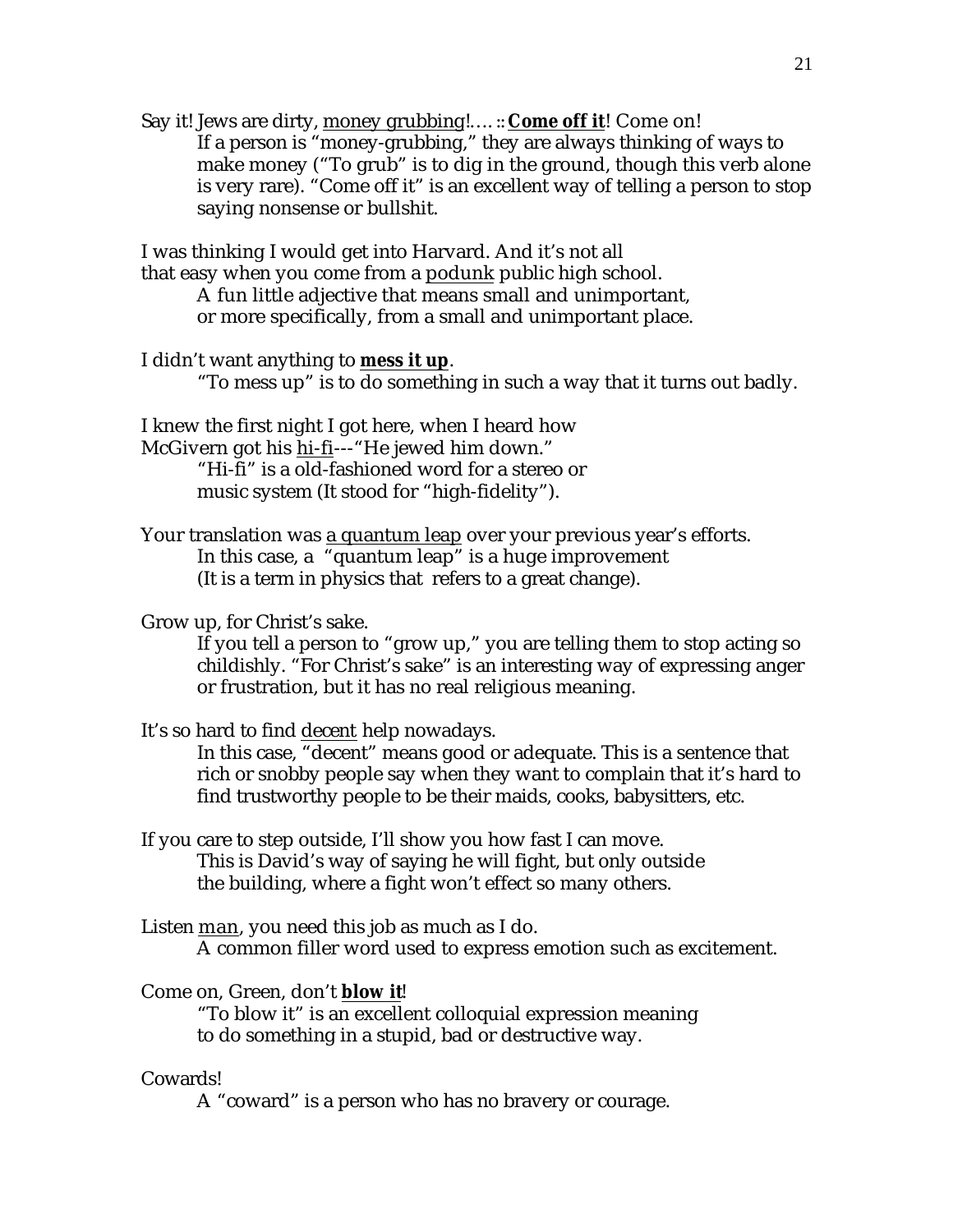Say it! Jews are dirty, <u>money grubbing</u>!… :: <u>**Come off it**</u>! Come on!

> If a person is "money-grubbing," they are always thinking of ways to make money ("To grub" is to dig in the ground, though this verb alone is very rare). "Come off it" is an excellent way of telling a person to stop saying nonsense or bullshit.

I was thinking I would get into Harvard. And it's not all that easy when you come from a <u>podunk</u> public high school.

> A fun little adjective that means small and unimportant, or more specifically, from a small and unimportant place.

I didn't want anything to <u>**mess it up**</u>.

> "To mess up" is to do something in such a way that it turns out badly.

I knew the first night I got here, when I heard how McGivern got his <u>hi-fi</u>---"He jewed him down."

> "Hi-fi" is a old-fashioned word for a stereo or music system (It stood for "high-fidelity").

Your translation was <u>a quantum leap</u> over your previous year's efforts.

> In this case, a "quantum leap" is a huge improvement (It is a term in physics that refers to a great change).

Grow up, for Christ's sake.

> If you tell a person to "grow up," you are telling them to stop acting so childishly. "For Christ's sake" is an interesting way of expressing anger or frustration, but it has no real religious meaning.

It's so hard to find <u>decent</u> help nowadays.

> In this case, "decent" means good or adequate. This is a sentence that rich or snobby people say when they want to complain that it's hard to find trustworthy people to be their maids, cooks, babysitters, etc.

If you care to step outside, I'll show you how fast I can move.

> This is David's way of saying he will fight, but only outside the building, where a fight won't effect so many others.

Listen <u>man</u>, you need this job as much as I do.

> A common filler word used to express emotion such as excitement.

Come on, Green, don't <u>**blow it**</u>!

> "To blow it" is an excellent colloquial expression meaning to do something in a stupid, bad or destructive way.

Cowards!

> A "coward" is a person who has no bravery or courage.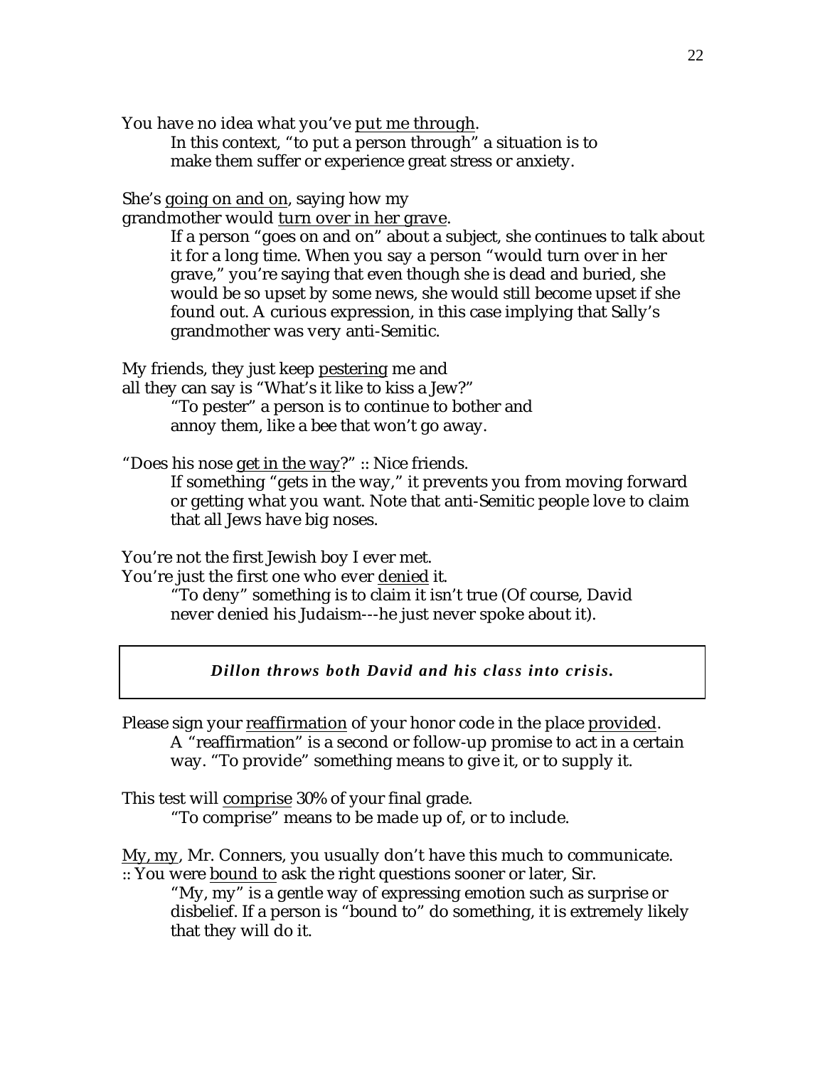You have no idea what you've <u>put me through</u>.

> In this context, "to put a person through" a situation is to make them suffer or experience great stress or anxiety.

She's <u>going on and on</u>, saying how my grandmother would <u>turn over in her grave</u>.

> If a person "goes on and on" about a subject, she continues to talk about it for a long time. When you say a person "would turn over in her grave," you're saying that even though she is dead and buried, she would be so upset by some news, she would still become upset if she found out. A curious expression, in this case implying that Sally's grandmother was very anti-Semitic.

My friends, they just keep <u>pestering</u> me and all they can say is "What's it like to kiss a Jew?"

> "To pester" a person is to continue to bother and annoy them, like a bee that won't go away.

"Does his nose <u>get in the way</u>?" :: Nice friends.

> If something "gets in the way," it prevents you from moving forward or getting what you want. Note that anti-Semitic people love to claim that all Jews have big noses.

You're not the first Jewish boy I ever met.
You're just the first one who ever <u>denied</u> it.

> "To deny" something is to claim it isn't true (Of course, David never denied his Judaism---he just never spoke about it).

***Dillon throws both David and his class into crisis.***

Please sign your <u>reaffirmation</u> of your honor code in the place <u>provided</u>.

> A "reaffirmation" is a second or follow-up promise to act in a certain way. "To provide" something means to give it, or to supply it.

This test will <u>comprise</u> 30% of your final grade.

> "To comprise" means to be made up of, or to include.

<u>My, my</u>, Mr. Conners, you usually don't have this much to communicate.
:: You were <u>bound to</u> ask the right questions sooner or later, Sir.

> "My, my" is a gentle way of expressing emotion such as surprise or disbelief. If a person is "bound to" do something, it is extremely likely that they will do it.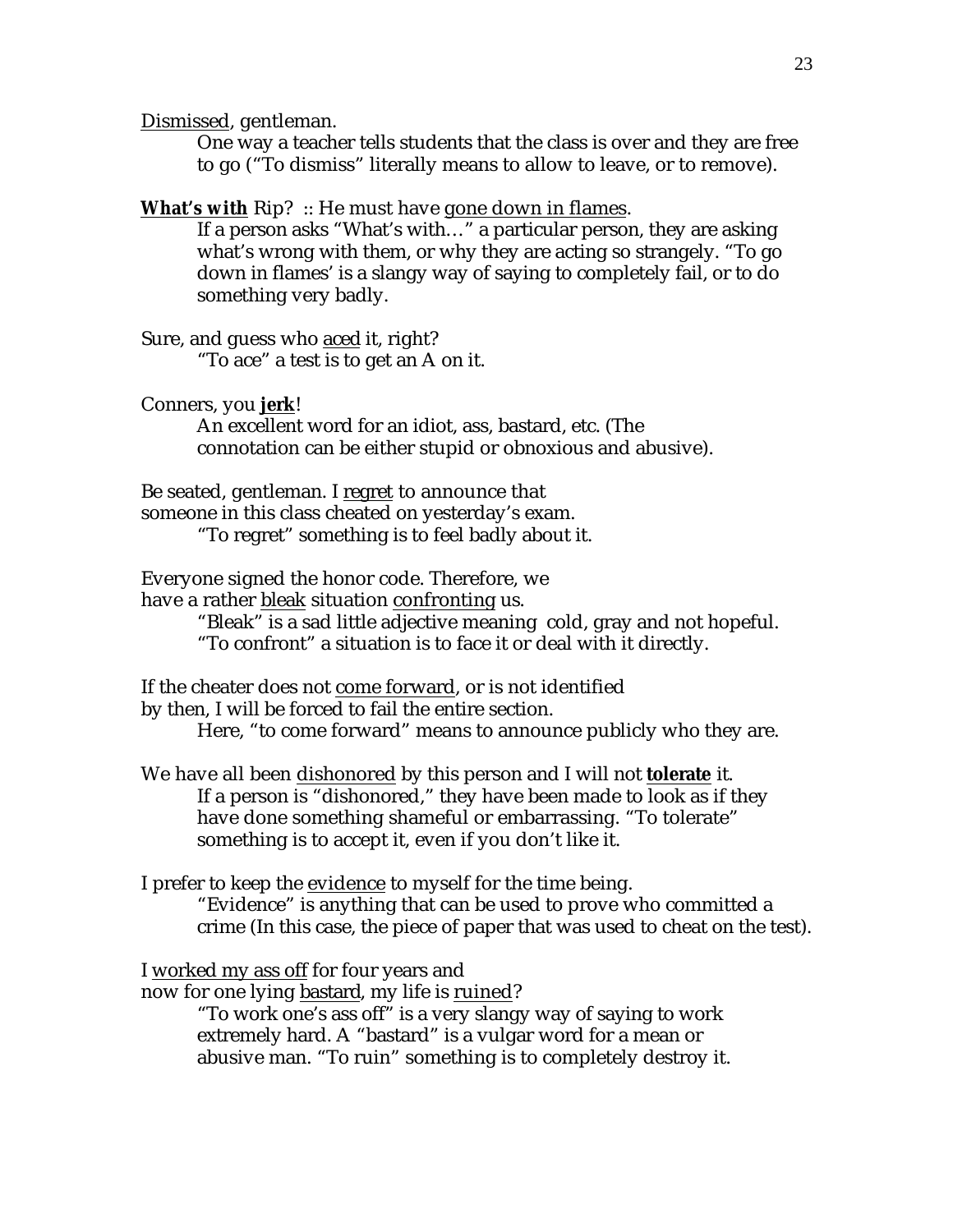<u>Dismissed</u>, gentleman.

> One way a teacher tells students that the class is over and they are free to go ("To dismiss" literally means to allow to leave, or to remove).

***<u>What's with</u>*** Rip? :: He must have <u>gone down in flames</u>.

> If a person asks "What's with…" a particular person, they are asking what's wrong with them, or why they are acting so strangely. "To go down in flames' is a slangy way of saying to completely fail, or to do something very badly.

Sure, and guess who <u>aced</u> it, right?

> "To ace" a test is to get an A on it.

Conners, you **<u>jerk</u>**!

> An excellent word for an idiot, ass, bastard, etc. (The connotation can be either stupid or obnoxious and abusive).

Be seated, gentleman. I <u>regret</u> to announce that
someone in this class cheated on yesterday's exam.

> "To regret" something is to feel badly about it.

Everyone signed the honor code. Therefore, we
have a rather <u>bleak</u> situation <u>confronting</u> us.

> "Bleak" is a sad little adjective meaning cold, gray and not hopeful.
> "To confront" a situation is to face it or deal with it directly.

If the cheater does not <u>come forward</u>, or is not identified
by then, I will be forced to fail the entire section.

> Here, "to come forward" means to announce publicly who they are.

We have all been <u>dishonored</u> by this person and I will not **<u>tolerate</u>** it.

> If a person is "dishonored," they have been made to look as if they have done something shameful or embarrassing. "To tolerate" something is to accept it, even if you don't like it.

I prefer to keep the <u>evidence</u> to myself for the time being.

> "Evidence" is anything that can be used to prove who committed a crime (In this case, the piece of paper that was used to cheat on the test).

I <u>worked my ass off</u> for four years and
now for one lying <u>bastard</u>, my life is <u>ruined</u>?

> "To work one's ass off" is a very slangy way of saying to work extremely hard. A "bastard" is a vulgar word for a mean or abusive man. "To ruin" something is to completely destroy it.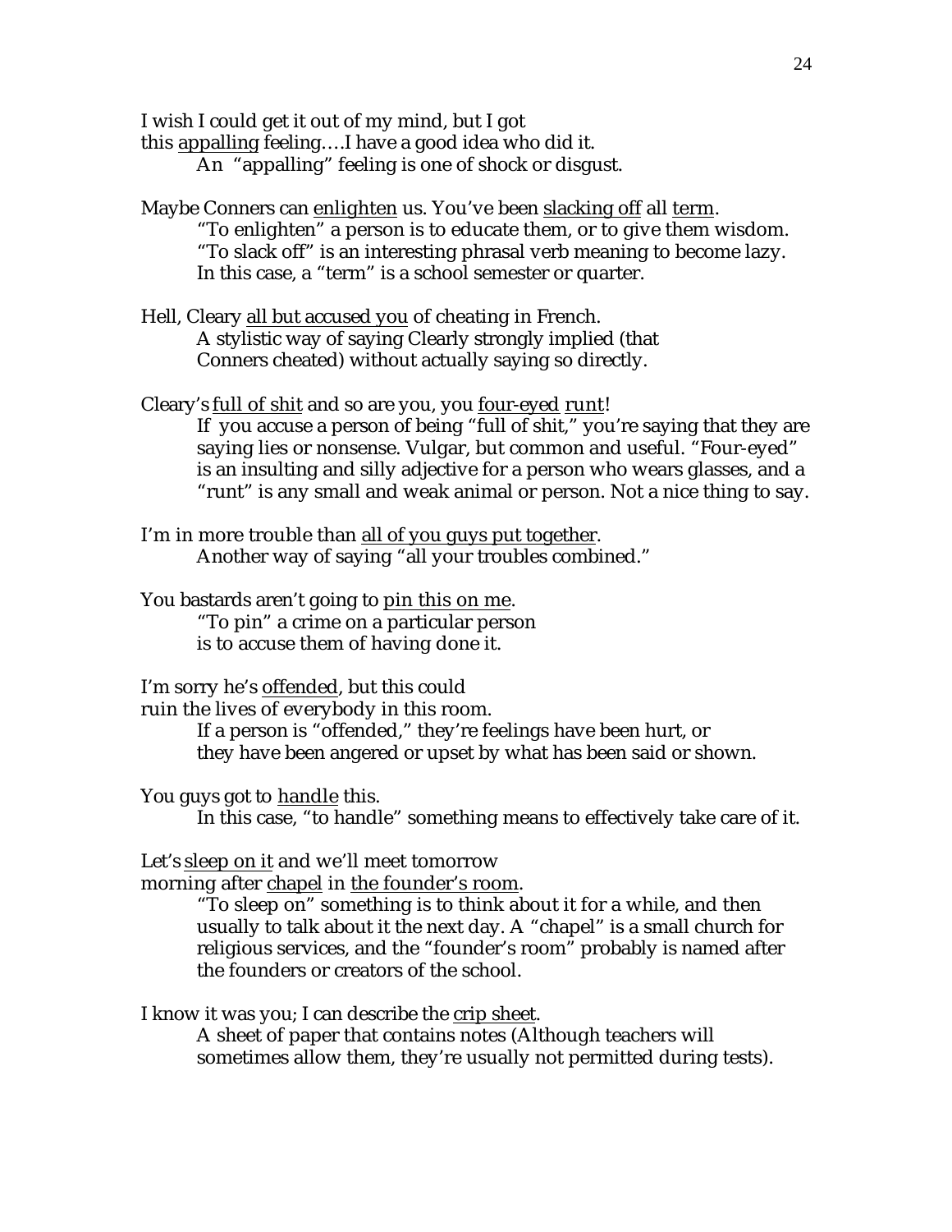I wish I could get it out of my mind, but I got
this <u>appalling</u> feeling….I have a good idea who did it.

> An "appalling" feeling is one of shock or disgust.

Maybe Conners can <u>enlighten</u> us. You've been <u>slacking off</u> all <u>term</u>.

> "To enlighten" a person is to educate them, or to give them wisdom.
> "To slack off" is an interesting phrasal verb meaning to become lazy.
> In this case, a "term" is a school semester or quarter.

Hell, Cleary <u>all but accused you</u> of cheating in French.

> A stylistic way of saying Clearly strongly implied (that
> Conners cheated) without actually saying so directly.

Cleary's <u>full of shit</u> and so are you, you <u>four-eyed</u> <u>runt</u>!

> If you accuse a person of being "full of shit," you're saying that they are
> saying lies or nonsense. Vulgar, but common and useful. "Four-eyed"
> is an insulting and silly adjective for a person who wears glasses, and a
> "runt" is any small and weak animal or person. Not a nice thing to say.

I'm in more trouble than <u>all of you guys put together</u>.

> Another way of saying "all your troubles combined."

You bastards aren't going to <u>pin this on me</u>.

> "To pin" a crime on a particular person
> is to accuse them of having done it.

I'm sorry he's <u>offended</u>, but this could
ruin the lives of everybody in this room.

> If a person is "offended," they're feelings have been hurt, or
> they have been angered or upset by what has been said or shown.

You guys got to <u>handle</u> this.

> In this case, "to handle" something means to effectively take care of it.

Let's <u>sleep on it</u> and we'll meet tomorrow
morning after <u>chapel</u> in <u>the founder's room</u>.

> "To sleep on" something is to think about it for a while, and then
> usually to talk about it the next day. A "chapel" is a small church for
> religious services, and the "founder's room" probably is named after
> the founders or creators of the school.

I know it was you; I can describe the <u>crip sheet</u>.

> A sheet of paper that contains notes (Although teachers will
> sometimes allow them, they're usually not permitted during tests).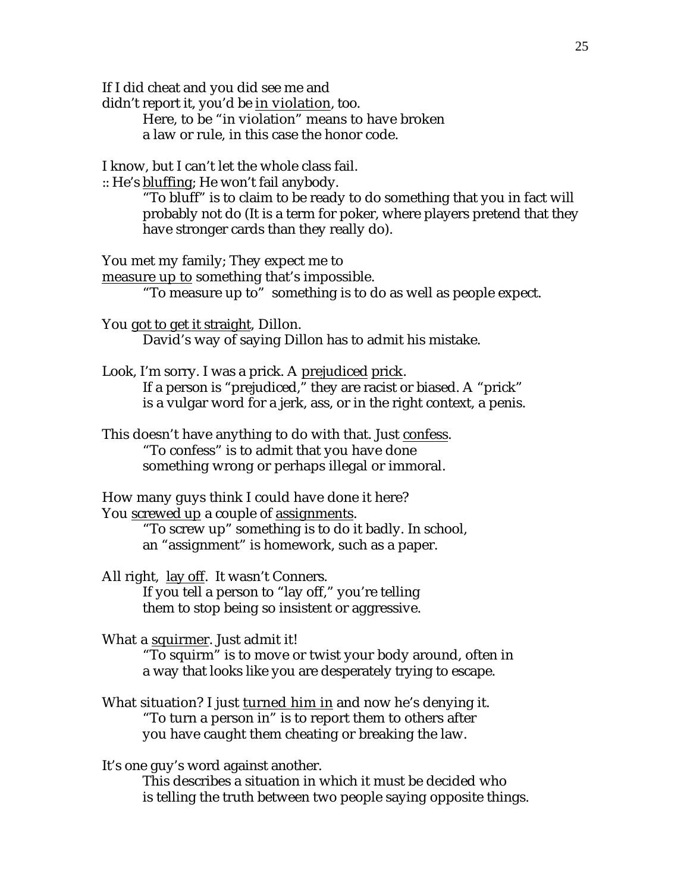If I did cheat and you did see me and
didn't report it, you'd be <u>in violation</u>, too.

> Here, to be "in violation" means to have broken
> a law or rule, in this case the honor code.

I know, but I can't let the whole class fail.
:: He's <u>bluffing</u>; He won't fail anybody.

> "To bluff" is to claim to be ready to do something that you in fact will probably not do (It is a term for poker, where players pretend that they have stronger cards than they really do).

You met my family; They expect me to
<u>measure up to</u> something that's impossible.

> "To measure up to" something is to do as well as people expect.

You <u>got to get it straight</u>, Dillon.

> David's way of saying Dillon has to admit his mistake.

Look, I'm sorry. I was a prick. A <u>prejudiced</u> <u>prick</u>.

> If a person is "prejudiced," they are racist or biased. A "prick" is a vulgar word for a jerk, ass, or in the right context, a penis.

This doesn't have anything to do with that. Just <u>confess</u>.

> "To confess" is to admit that you have done
> something wrong or perhaps illegal or immoral.

How many guys think I could have done it here?
You <u>screwed up</u> a couple of <u>assignments</u>.

> "To screw up" something is to do it badly. In school,
> an "assignment" is homework, such as a paper.

All right, <u>lay off</u>. It wasn't Conners.

> If you tell a person to "lay off," you're telling
> them to stop being so insistent or aggressive.

What a <u>squirmer</u>. Just admit it!

> "To squirm" is to move or twist your body around, often in
> a way that looks like you are desperately trying to escape.

What situation? I just <u>turned him in</u> and now he's denying it.

> "To turn a person in" is to report them to others after
> you have caught them cheating or breaking the law.

It's one guy's word against another.

> This describes a situation in which it must be decided who
> is telling the truth between two people saying opposite things.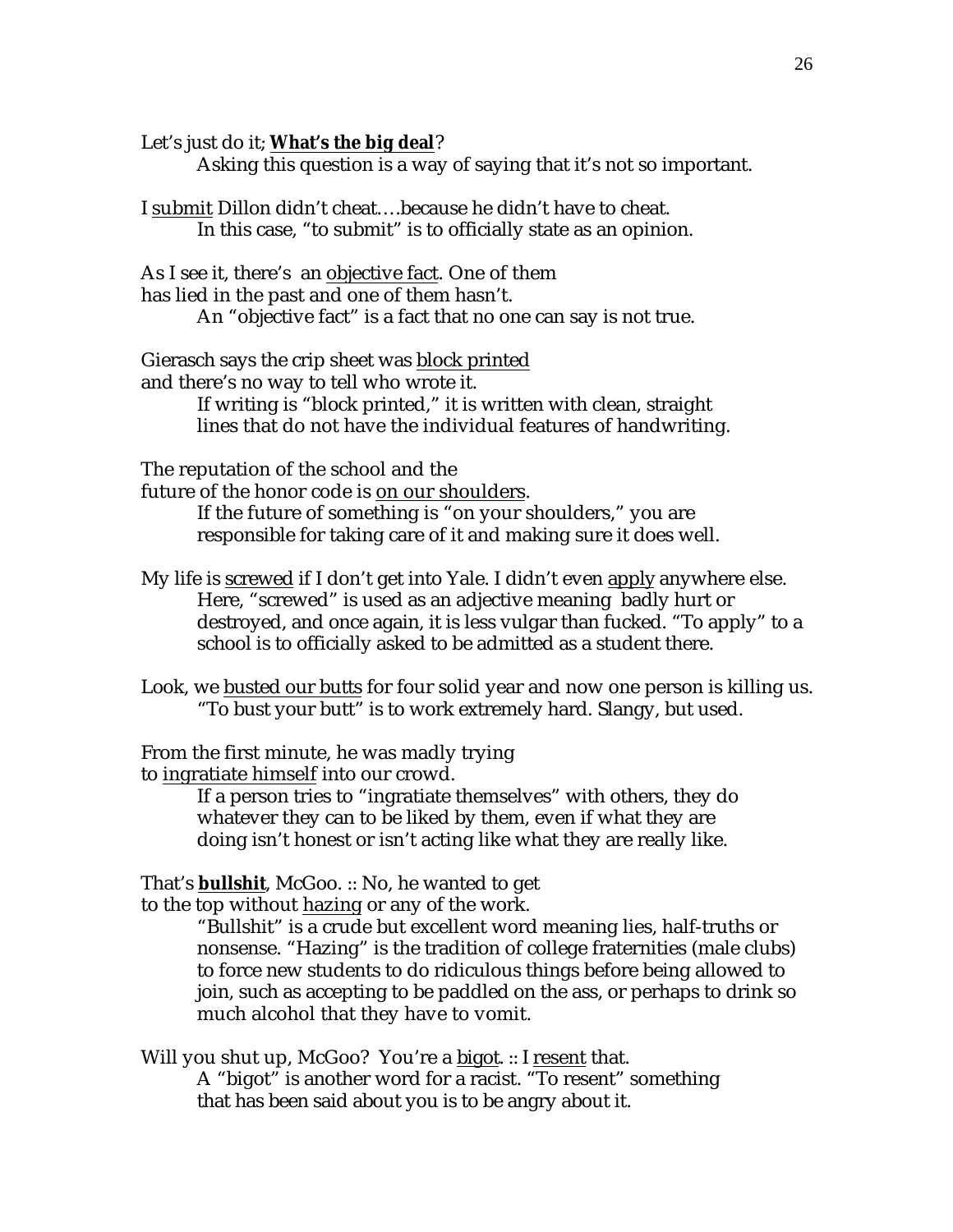Let's just do it; **What's the big deal**?

> Asking this question is a way of saying that it's not so important.

I submit Dillon didn't cheat….because he didn't have to cheat.

> In this case, "to submit" is to officially state as an opinion.

As I see it, there's an objective fact. One of them has lied in the past and one of them hasn't.

> An "objective fact" is a fact that no one can say is not true.

Gierasch says the crip sheet was block printed and there's no way to tell who wrote it.

> If writing is "block printed," it is written with clean, straight lines that do not have the individual features of handwriting.

The reputation of the school and the future of the honor code is on our shoulders.

> If the future of something is "on your shoulders," you are responsible for taking care of it and making sure it does well.

My life is screwed if I don't get into Yale. I didn't even apply anywhere else.

> Here, "screwed" is used as an adjective meaning badly hurt or destroyed, and once again, it is less vulgar than fucked. "To apply" to a school is to officially asked to be admitted as a student there.

Look, we busted our butts for four solid year and now one person is killing us.

> "To bust your butt" is to work extremely hard. Slangy, but used.

From the first minute, he was madly trying to ingratiate himself into our crowd.

> If a person tries to "ingratiate themselves" with others, they do whatever they can to be liked by them, even if what they are doing isn't honest or isn't acting like what they are really like.

That's **bullshit**, McGoo. :: No, he wanted to get to the top without hazing or any of the work.

> "Bullshit" is a crude but excellent word meaning lies, half-truths or nonsense. "Hazing" is the tradition of college fraternities (male clubs) to force new students to do ridiculous things before being allowed to join, such as accepting to be paddled on the ass, or perhaps to drink so much alcohol that they have to vomit.

Will you shut up, McGoo? You're a bigot. :: I resent that.

> A "bigot" is another word for a racist. "To resent" something that has been said about you is to be angry about it.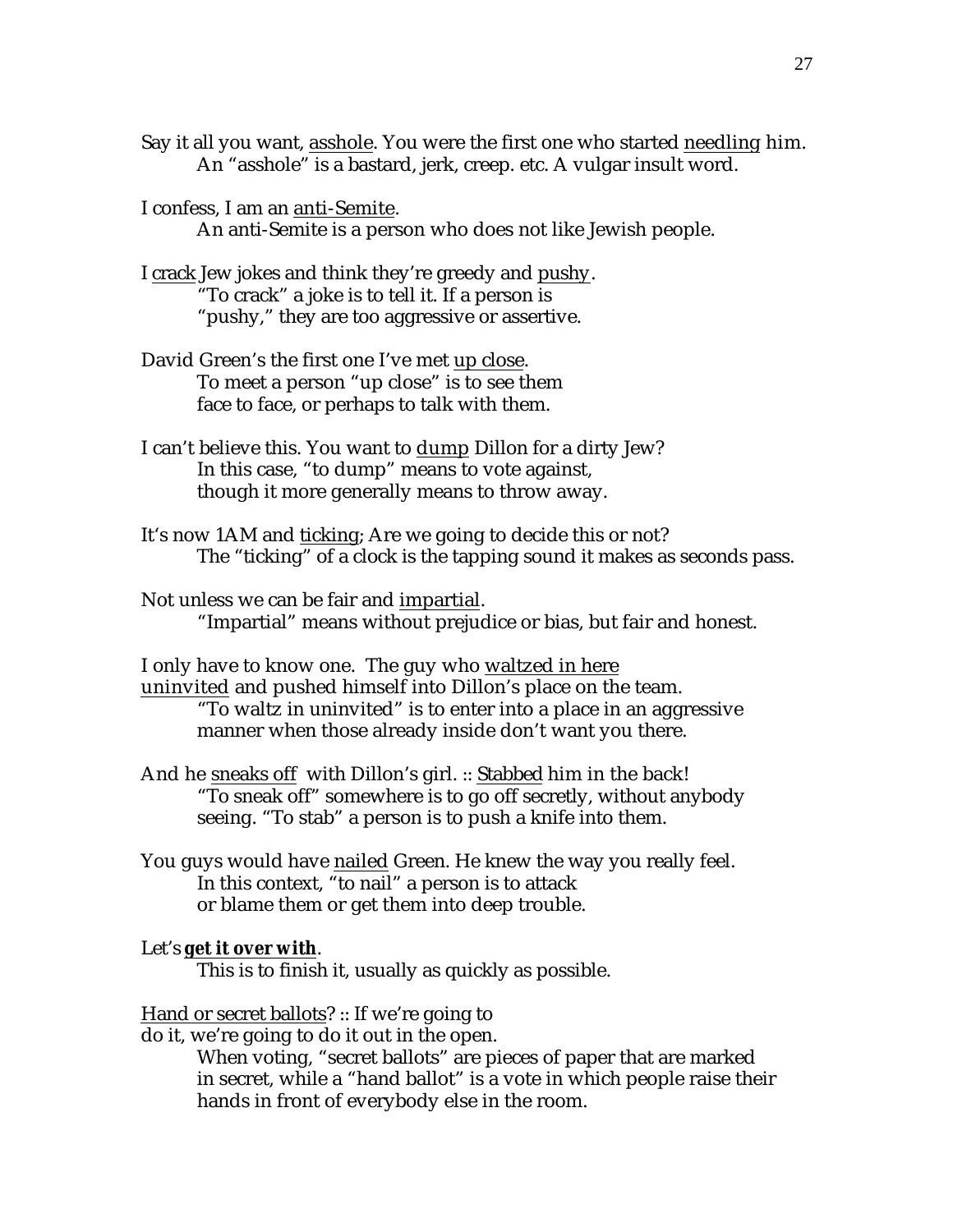Say it all you want, <u>asshole</u>. You were the first one who started <u>needling</u> him.
  An "asshole" is a bastard, jerk, creep. etc. A vulgar insult word.

I confess, I am an <u>anti-Semite</u>.
  An anti-Semite is a person who does not like Jewish people.

I <u>crack</u> Jew jokes and think they're greedy and <u>pushy</u>.
  "To crack" a joke is to tell it. If a person is "pushy," they are too aggressive or assertive.

David Green's the first one I've met <u>up close</u>.
  To meet a person "up close" is to see them face to face, or perhaps to talk with them.

I can't believe this. You want to <u>dump</u> Dillon for a dirty Jew?
  In this case, "to dump" means to vote against, though it more generally means to throw away.

It's now 1AM and <u>ticking</u>; Are we going to decide this or not?
  The "ticking" of a clock is the tapping sound it makes as seconds pass.

Not unless we can be fair and <u>impartial</u>.
  "Impartial" means without prejudice or bias, but fair and honest.

I only have to know one. The guy who <u>waltzed in here uninvited</u> and pushed himself into Dillon's place on the team.
  "To waltz in uninvited" is to enter into a place in an aggressive manner when those already inside don't want you there.

And he <u>sneaks off</u> with Dillon's girl. :: <u>Stabbed</u> him in the back!
  "To sneak off" somewhere is to go off secretly, without anybody seeing. "To stab" a person is to push a knife into them.

You guys would have <u>nailed</u> Green. He knew the way you really feel.
  In this context, "to nail" a person is to attack or blame them or get them into deep trouble.

Let's <u>**get it over with**</u>.
  This is to finish it, usually as quickly as possible.

<u>Hand or secret ballots</u>? :: If we're going to do it, we're going to do it out in the open.
  When voting, "secret ballots" are pieces of paper that are marked in secret, while a "hand ballot" is a vote in which people raise their hands in front of everybody else in the room.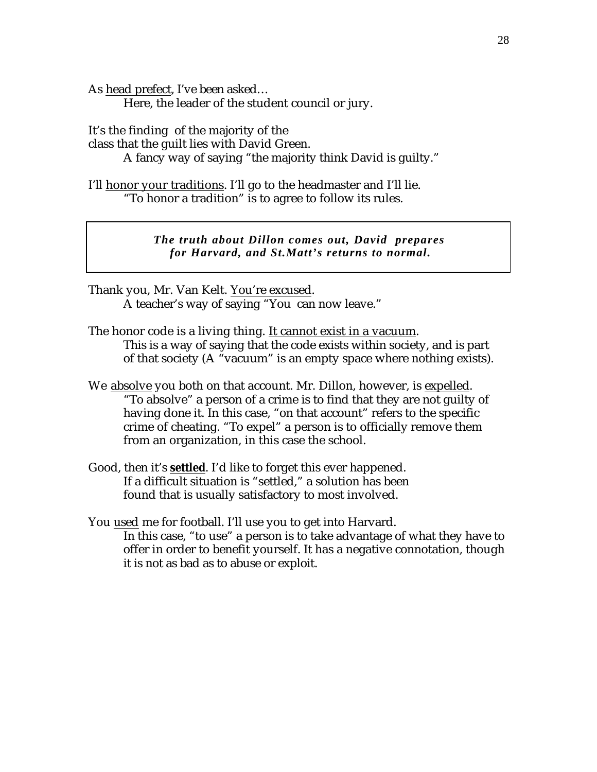As <u>head prefect</u>, I've been asked…

    Here, the leader of the student council or jury.

It's the finding of the majority of the
class that the guilt lies with David Green.

    A fancy way of saying "the majority think David is guilty."

I'll <u>honor your traditions</u>. I'll go to the headmaster and I'll lie.

    "To honor a tradition" is to agree to follow its rules.

***The truth about Dillon comes out, David prepares for Harvard, and St.Matt's returns to normal.***

Thank you, Mr. Van Kelt. <u>You're excused</u>.

    A teacher's way of saying "You can now leave."

The honor code is a living thing. <u>It cannot exist in a vacuum</u>.

    This is a way of saying that the code exists within society, and is part of that society (A "vacuum" is an empty space where nothing exists).

We <u>absolve</u> you both on that account. Mr. Dillon, however, is <u>expelled</u>.

    "To absolve" a person of a crime is to find that they are not guilty of having done it. In this case, "on that account" refers to the specific crime of cheating. "To expel" a person is to officially remove them from an organization, in this case the school.

Good, then it's <u>**settled**</u>. I'd like to forget this ever happened.

    If a difficult situation is "settled," a solution has been found that is usually satisfactory to most involved.

You <u>used</u> me for football. I'll use you to get into Harvard.

    In this case, "to use" a person is to take advantage of what they have to offer in order to benefit yourself. It has a negative connotation, though it is not as bad as to abuse or exploit.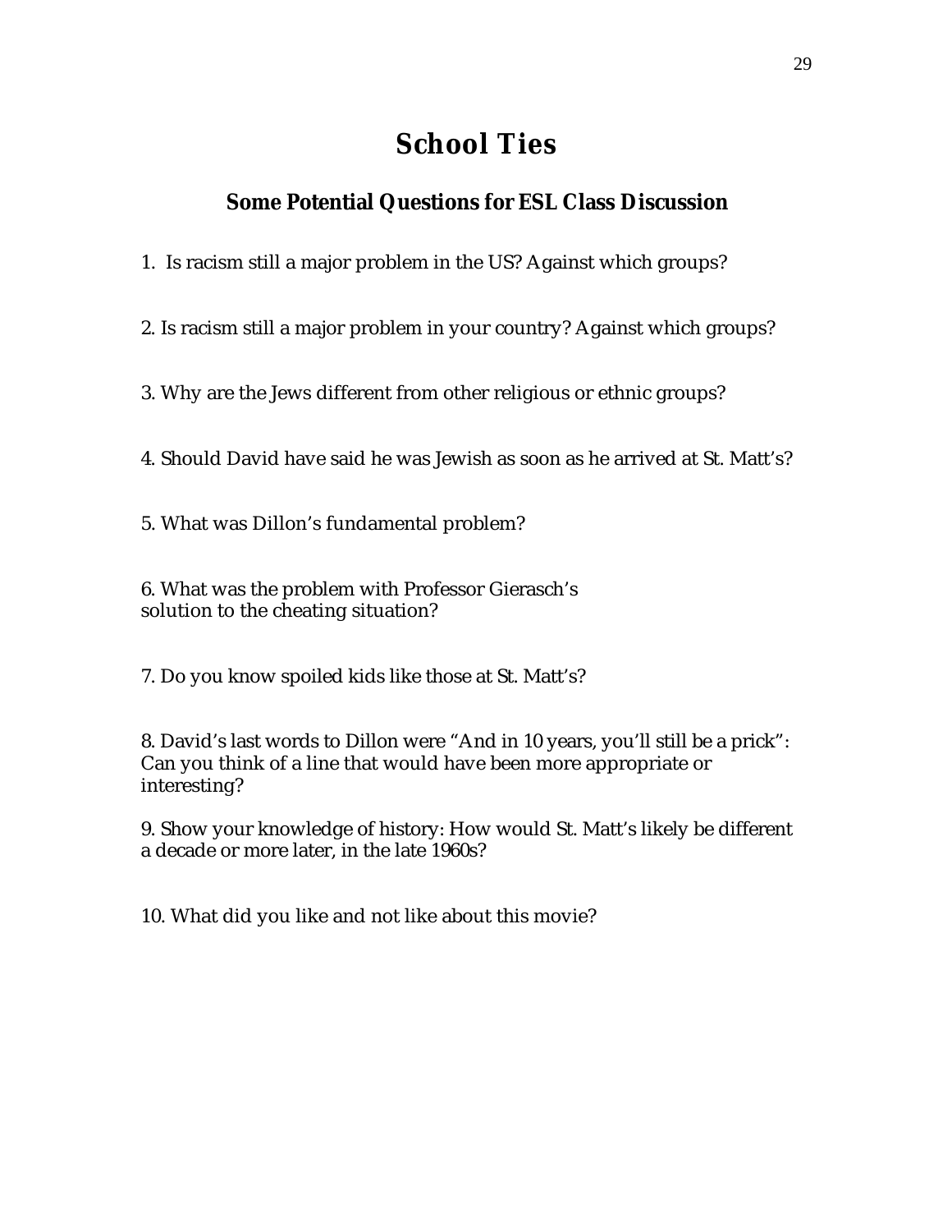# School Ties

## Some Potential Questions for ESL Class Discussion

1. Is racism still a major problem in the US? Against which groups?

2. Is racism still a major problem in your country? Against which groups?

3. Why are the Jews different from other religious or ethnic groups?

4. Should David have said he was Jewish as soon as he arrived at St. Matt's?

5. What was Dillon's fundamental problem?

6. What was the problem with Professor Gierasch's solution to the cheating situation?

7. Do you know spoiled kids like those at St. Matt's?

8. David's last words to Dillon were "And in 10 years, you'll still be a prick": Can you think of a line that would have been more appropriate or interesting?

9. Show your knowledge of history: How would St. Matt's likely be different a decade or more later, in the late 1960s?

10. What did you like and not like about this movie?